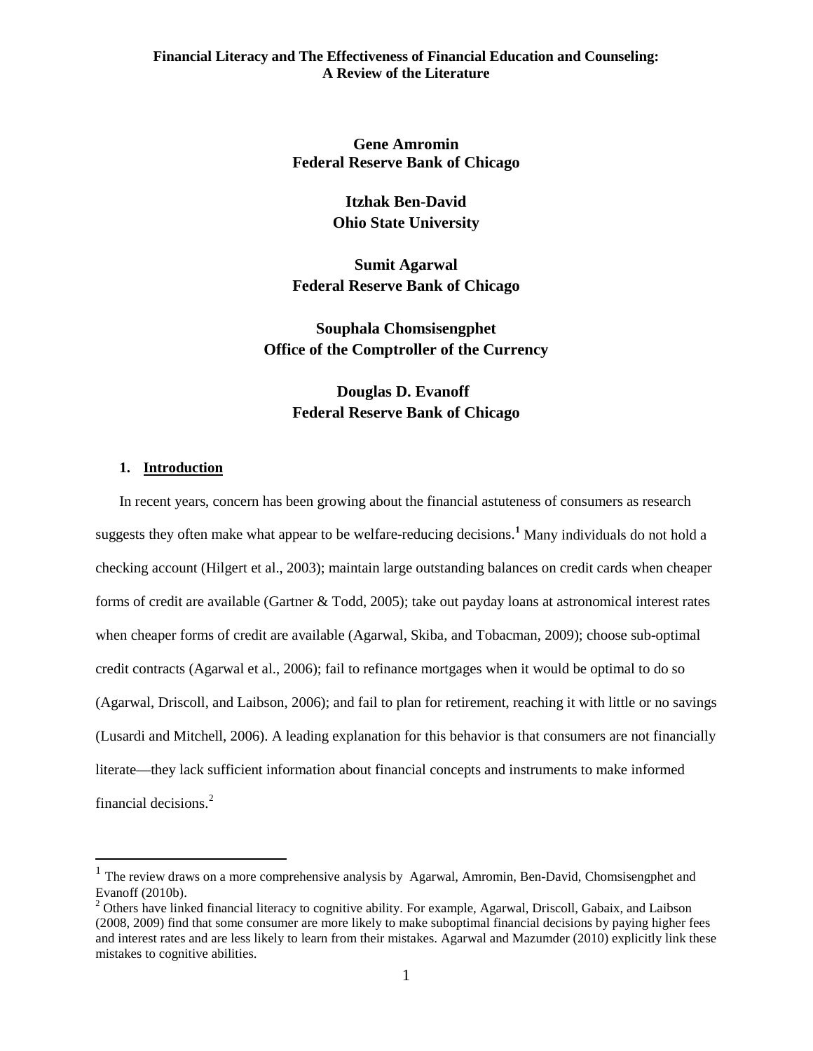# Financial Literacy and The Effectiveness of Financial Education and Counseling: A Review of the Literature

**Gene Amromin**
**Federal Reserve Bank of Chicago**

**Itzhak Ben-David**
**Ohio State University**

**Sumit Agarwal**
**Federal Reserve Bank of Chicago**

**Souphala Chomsisengphet**
**Office of the Comptroller of the Currency**

**Douglas D. Evanoff**
**Federal Reserve Bank of Chicago**

## 1. Introduction

In recent years, concern has been growing about the financial astuteness of consumers as research suggests they often make what appear to be welfare-reducing decisions.[1] Many individuals do not hold a checking account (Hilgert et al., 2003); maintain large outstanding balances on credit cards when cheaper forms of credit are available (Gartner & Todd, 2005); take out payday loans at astronomical interest rates when cheaper forms of credit are available (Agarwal, Skiba, and Tobacman, 2009); choose sub-optimal credit contracts (Agarwal et al., 2006); fail to refinance mortgages when it would be optimal to do so (Agarwal, Driscoll, and Laibson, 2006); and fail to plan for retirement, reaching it with little or no savings (Lusardi and Mitchell, 2006). A leading explanation for this behavior is that consumers are not financially literate—they lack sufficient information about financial concepts and instruments to make informed financial decisions.[2]

---

[1] The review draws on a more comprehensive analysis by Agarwal, Amromin, Ben-David, Chomsisengphet and Evanoff (2010b).

[2] Others have linked financial literacy to cognitive ability. For example, Agarwal, Driscoll, Gabaix, and Laibson (2008, 2009) find that some consumer are more likely to make suboptimal financial decisions by paying higher fees and interest rates and are less likely to learn from their mistakes. Agarwal and Mazumder (2010) explicitly link these mistakes to cognitive abilities.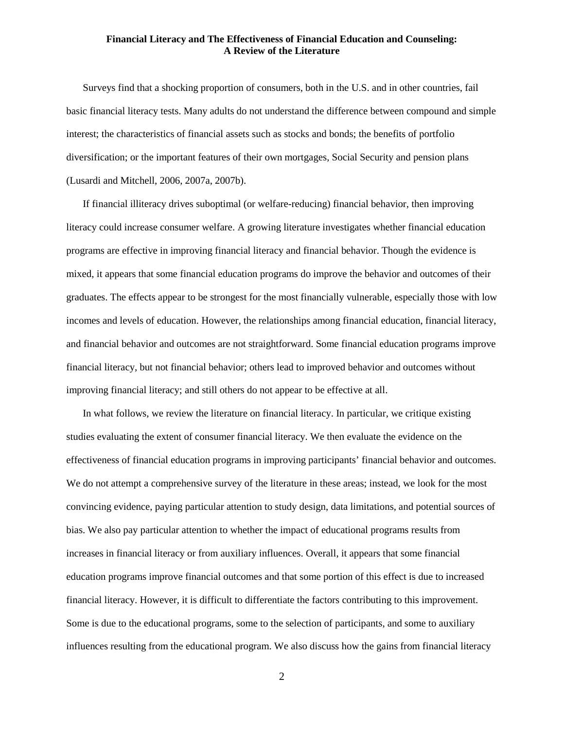# Financial Literacy and The Effectiveness of Financial Education and Counseling: A Review of the Literature

Surveys find that a shocking proportion of consumers, both in the U.S. and in other countries, fail basic financial literacy tests. Many adults do not understand the difference between compound and simple interest; the characteristics of financial assets such as stocks and bonds; the benefits of portfolio diversification; or the important features of their own mortgages, Social Security and pension plans (Lusardi and Mitchell, 2006, 2007a, 2007b).

If financial illiteracy drives suboptimal (or welfare-reducing) financial behavior, then improving literacy could increase consumer welfare. A growing literature investigates whether financial education programs are effective in improving financial literacy and financial behavior. Though the evidence is mixed, it appears that some financial education programs do improve the behavior and outcomes of their graduates. The effects appear to be strongest for the most financially vulnerable, especially those with low incomes and levels of education. However, the relationships among financial education, financial literacy, and financial behavior and outcomes are not straightforward. Some financial education programs improve financial literacy, but not financial behavior; others lead to improved behavior and outcomes without improving financial literacy; and still others do not appear to be effective at all.

In what follows, we review the literature on financial literacy. In particular, we critique existing studies evaluating the extent of consumer financial literacy. We then evaluate the evidence on the effectiveness of financial education programs in improving participants' financial behavior and outcomes. We do not attempt a comprehensive survey of the literature in these areas; instead, we look for the most convincing evidence, paying particular attention to study design, data limitations, and potential sources of bias. We also pay particular attention to whether the impact of educational programs results from increases in financial literacy or from auxiliary influences. Overall, it appears that some financial education programs improve financial outcomes and that some portion of this effect is due to increased financial literacy. However, it is difficult to differentiate the factors contributing to this improvement. Some is due to the educational programs, some to the selection of participants, and some to auxiliary influences resulting from the educational program. We also discuss how the gains from financial literacy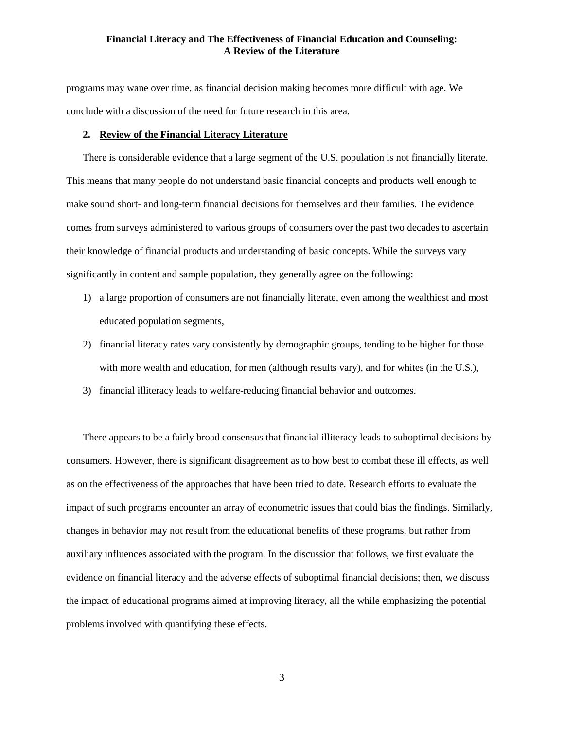programs may wane over time, as financial decision making becomes more difficult with age. We conclude with a discussion of the need for future research in this area.

## 2. Review of the Financial Literacy Literature

There is considerable evidence that a large segment of the U.S. population is not financially literate. This means that many people do not understand basic financial concepts and products well enough to make sound short- and long-term financial decisions for themselves and their families. The evidence comes from surveys administered to various groups of consumers over the past two decades to ascertain their knowledge of financial products and understanding of basic concepts. While the surveys vary significantly in content and sample population, they generally agree on the following:

1) a large proportion of consumers are not financially literate, even among the wealthiest and most educated population segments,
2) financial literacy rates vary consistently by demographic groups, tending to be higher for those with more wealth and education, for men (although results vary), and for whites (in the U.S.),
3) financial illiteracy leads to welfare-reducing financial behavior and outcomes.

There appears to be a fairly broad consensus that financial illiteracy leads to suboptimal decisions by consumers. However, there is significant disagreement as to how best to combat these ill effects, as well as on the effectiveness of the approaches that have been tried to date. Research efforts to evaluate the impact of such programs encounter an array of econometric issues that could bias the findings. Similarly, changes in behavior may not result from the educational benefits of these programs, but rather from auxiliary influences associated with the program. In the discussion that follows, we first evaluate the evidence on financial literacy and the adverse effects of suboptimal financial decisions; then, we discuss the impact of educational programs aimed at improving literacy, all the while emphasizing the potential problems involved with quantifying these effects.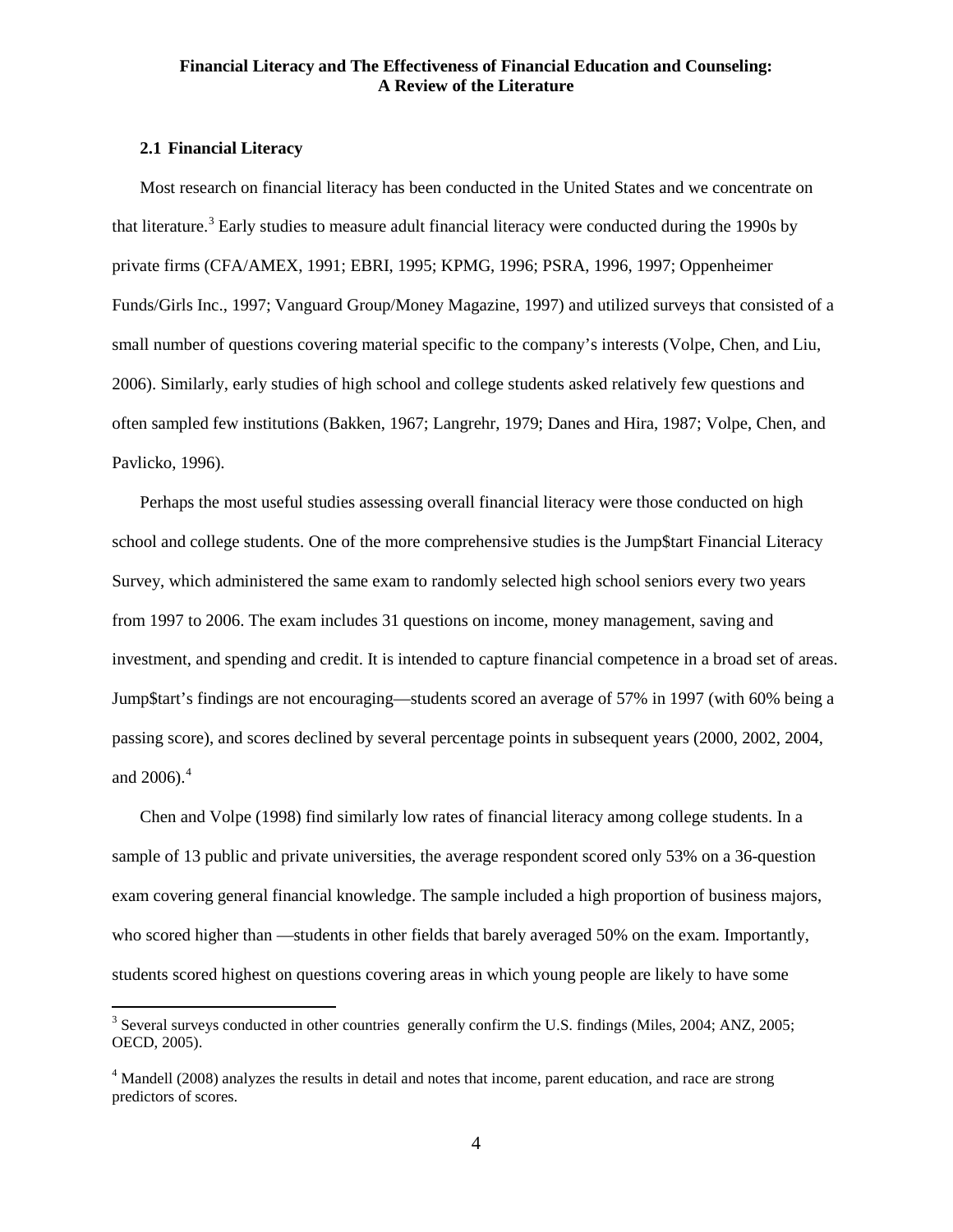**Financial Literacy and The Effectiveness of Financial Education and Counseling: A Review of the Literature**

### 2.1 Financial Literacy

Most research on financial literacy has been conducted in the United States and we concentrate on that literature.[3] Early studies to measure adult financial literacy were conducted during the 1990s by private firms (CFA/AMEX, 1991; EBRI, 1995; KPMG, 1996; PSRA, 1996, 1997; Oppenheimer Funds/Girls Inc., 1997; Vanguard Group/Money Magazine, 1997) and utilized surveys that consisted of a small number of questions covering material specific to the company's interests (Volpe, Chen, and Liu, 2006). Similarly, early studies of high school and college students asked relatively few questions and often sampled few institutions (Bakken, 1967; Langrehr, 1979; Danes and Hira, 1987; Volpe, Chen, and Pavlicko, 1996).

Perhaps the most useful studies assessing overall financial literacy were those conducted on high school and college students. One of the more comprehensive studies is the Jump$tart Financial Literacy Survey, which administered the same exam to randomly selected high school seniors every two years from 1997 to 2006. The exam includes 31 questions on income, money management, saving and investment, and spending and credit. It is intended to capture financial competence in a broad set of areas. Jump$tart's findings are not encouraging—students scored an average of 57% in 1997 (with 60% being a passing score), and scores declined by several percentage points in subsequent years (2000, 2002, 2004, and 2006).[4]

Chen and Volpe (1998) find similarly low rates of financial literacy among college students. In a sample of 13 public and private universities, the average respondent scored only 53% on a 36-question exam covering general financial knowledge. The sample included a high proportion of business majors, who scored higher than —students in other fields that barely averaged 50% on the exam. Importantly, students scored highest on questions covering areas in which young people are likely to have some

---

[3] Several surveys conducted in other countries generally confirm the U.S. findings (Miles, 2004; ANZ, 2005; OECD, 2005).

[4] Mandell (2008) analyzes the results in detail and notes that income, parent education, and race are strong predictors of scores.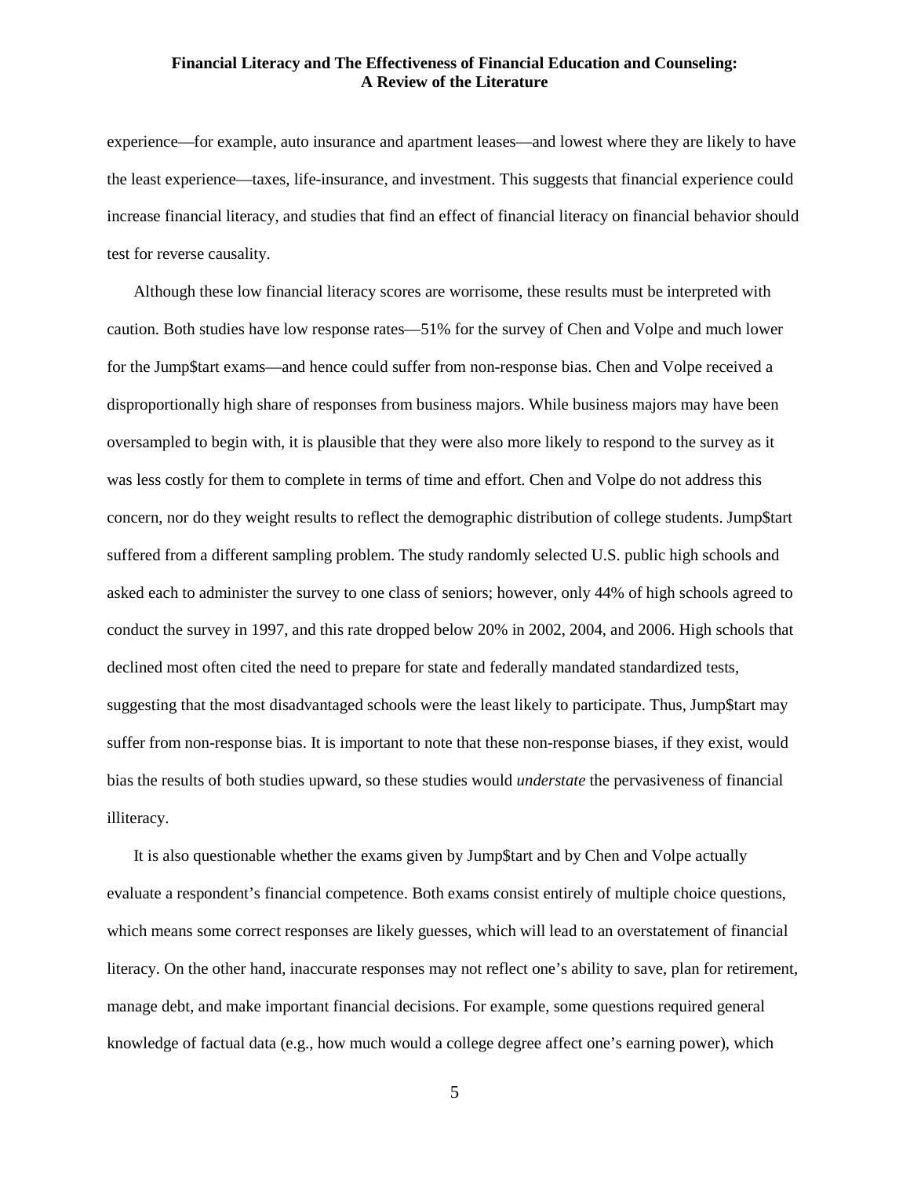experience—for example, auto insurance and apartment leases—and lowest where they are likely to have the least experience—taxes, life-insurance, and investment. This suggests that financial experience could increase financial literacy, and studies that find an effect of financial literacy on financial behavior should test for reverse causality.

Although these low financial literacy scores are worrisome, these results must be interpreted with caution. Both studies have low response rates—51% for the survey of Chen and Volpe and much lower for the Jump$tart exams—and hence could suffer from non-response bias. Chen and Volpe received a disproportionally high share of responses from business majors. While business majors may have been oversampled to begin with, it is plausible that they were also more likely to respond to the survey as it was less costly for them to complete in terms of time and effort. Chen and Volpe do not address this concern, nor do they weight results to reflect the demographic distribution of college students. Jump$tart suffered from a different sampling problem. The study randomly selected U.S. public high schools and asked each to administer the survey to one class of seniors; however, only 44% of high schools agreed to conduct the survey in 1997, and this rate dropped below 20% in 2002, 2004, and 2006. High schools that declined most often cited the need to prepare for state and federally mandated standardized tests, suggesting that the most disadvantaged schools were the least likely to participate. Thus, Jump$tart may suffer from non-response bias. It is important to note that these non-response biases, if they exist, would bias the results of both studies upward, so these studies would *understate* the pervasiveness of financial illiteracy.

It is also questionable whether the exams given by Jump$tart and by Chen and Volpe actually evaluate a respondent's financial competence. Both exams consist entirely of multiple choice questions, which means some correct responses are likely guesses, which will lead to an overstatement of financial literacy. On the other hand, inaccurate responses may not reflect one's ability to save, plan for retirement, manage debt, and make important financial decisions. For example, some questions required general knowledge of factual data (e.g., how much would a college degree affect one's earning power), which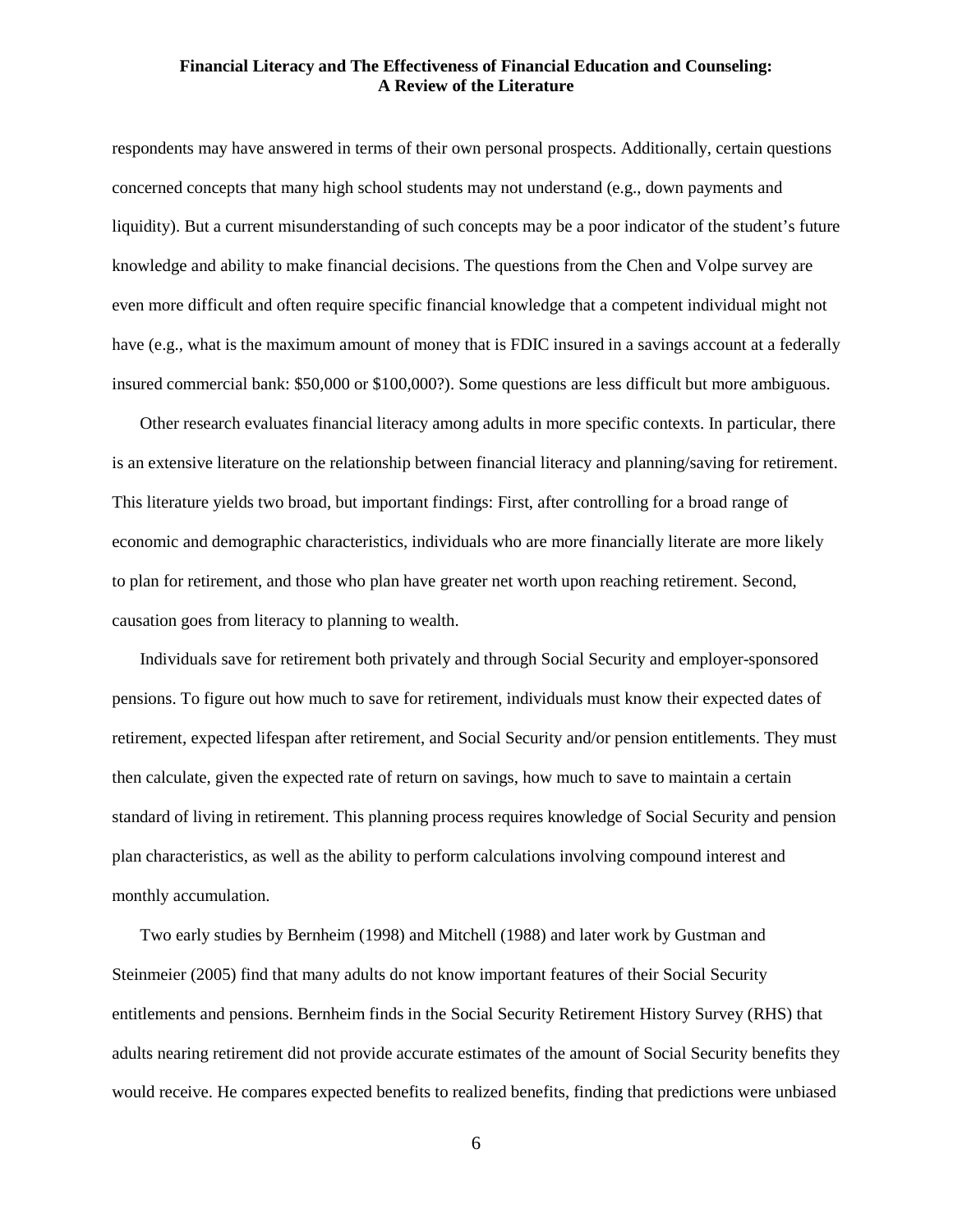respondents may have answered in terms of their own personal prospects. Additionally, certain questions concerned concepts that many high school students may not understand (e.g., down payments and liquidity). But a current misunderstanding of such concepts may be a poor indicator of the student's future knowledge and ability to make financial decisions. The questions from the Chen and Volpe survey are even more difficult and often require specific financial knowledge that a competent individual might not have (e.g., what is the maximum amount of money that is FDIC insured in a savings account at a federally insured commercial bank: $50,000 or $100,000?). Some questions are less difficult but more ambiguous.

Other research evaluates financial literacy among adults in more specific contexts. In particular, there is an extensive literature on the relationship between financial literacy and planning/saving for retirement. This literature yields two broad, but important findings: First, after controlling for a broad range of economic and demographic characteristics, individuals who are more financially literate are more likely to plan for retirement, and those who plan have greater net worth upon reaching retirement. Second, causation goes from literacy to planning to wealth.

Individuals save for retirement both privately and through Social Security and employer-sponsored pensions. To figure out how much to save for retirement, individuals must know their expected dates of retirement, expected lifespan after retirement, and Social Security and/or pension entitlements. They must then calculate, given the expected rate of return on savings, how much to save to maintain a certain standard of living in retirement. This planning process requires knowledge of Social Security and pension plan characteristics, as well as the ability to perform calculations involving compound interest and monthly accumulation.

Two early studies by Bernheim (1998) and Mitchell (1988) and later work by Gustman and Steinmeier (2005) find that many adults do not know important features of their Social Security entitlements and pensions. Bernheim finds in the Social Security Retirement History Survey (RHS) that adults nearing retirement did not provide accurate estimates of the amount of Social Security benefits they would receive. He compares expected benefits to realized benefits, finding that predictions were unbiased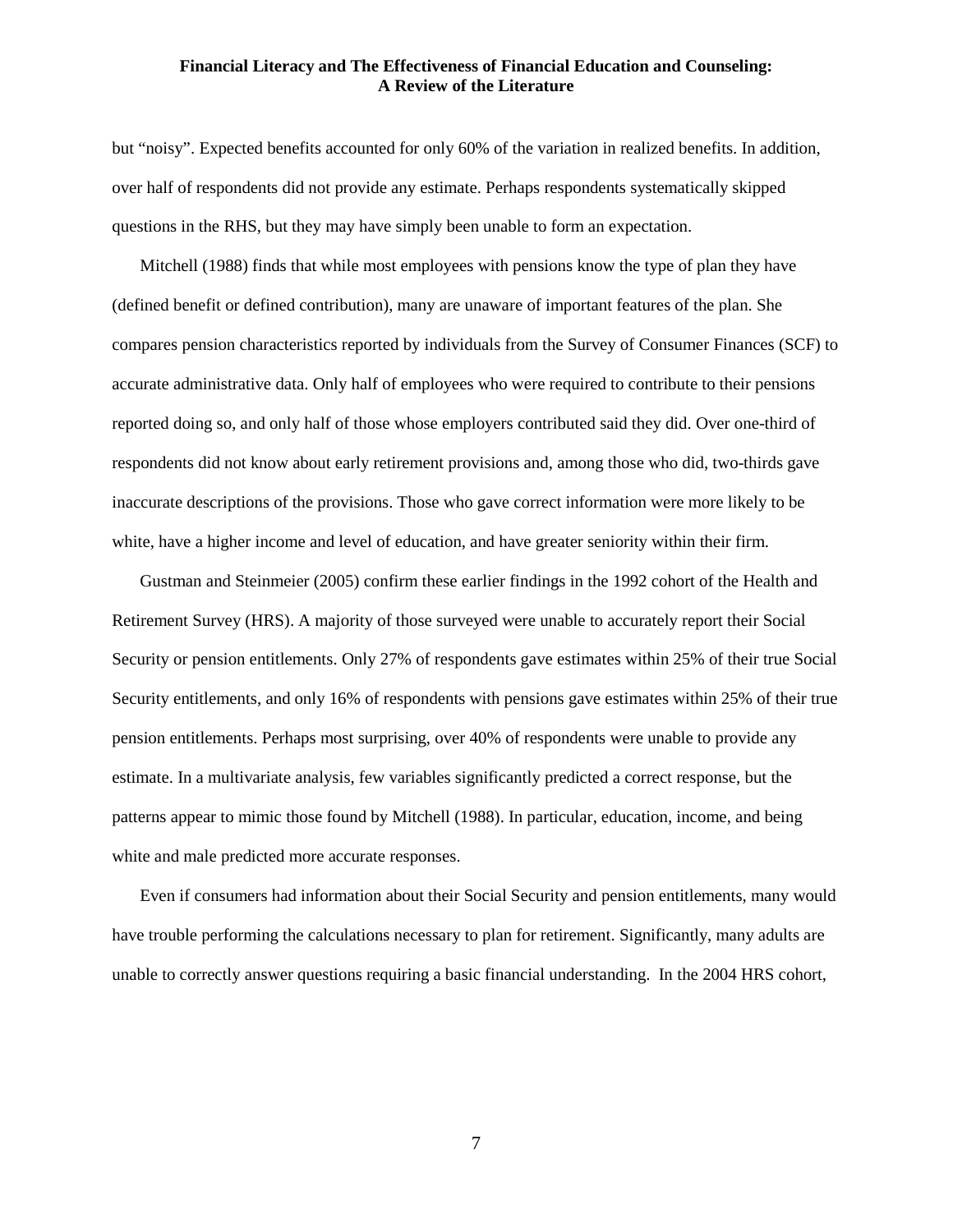but “noisy”. Expected benefits accounted for only 60% of the variation in realized benefits. In addition, over half of respondents did not provide any estimate. Perhaps respondents systematically skipped questions in the RHS, but they may have simply been unable to form an expectation.

Mitchell (1988) finds that while most employees with pensions know the type of plan they have (defined benefit or defined contribution), many are unaware of important features of the plan. She compares pension characteristics reported by individuals from the Survey of Consumer Finances (SCF) to accurate administrative data. Only half of employees who were required to contribute to their pensions reported doing so, and only half of those whose employers contributed said they did. Over one-third of respondents did not know about early retirement provisions and, among those who did, two-thirds gave inaccurate descriptions of the provisions. Those who gave correct information were more likely to be white, have a higher income and level of education, and have greater seniority within their firm.

Gustman and Steinmeier (2005) confirm these earlier findings in the 1992 cohort of the Health and Retirement Survey (HRS). A majority of those surveyed were unable to accurately report their Social Security or pension entitlements. Only 27% of respondents gave estimates within 25% of their true Social Security entitlements, and only 16% of respondents with pensions gave estimates within 25% of their true pension entitlements. Perhaps most surprising, over 40% of respondents were unable to provide any estimate. In a multivariate analysis, few variables significantly predicted a correct response, but the patterns appear to mimic those found by Mitchell (1988). In particular, education, income, and being white and male predicted more accurate responses.

Even if consumers had information about their Social Security and pension entitlements, many would have trouble performing the calculations necessary to plan for retirement. Significantly, many adults are unable to correctly answer questions requiring a basic financial understanding. In the 2004 HRS cohort,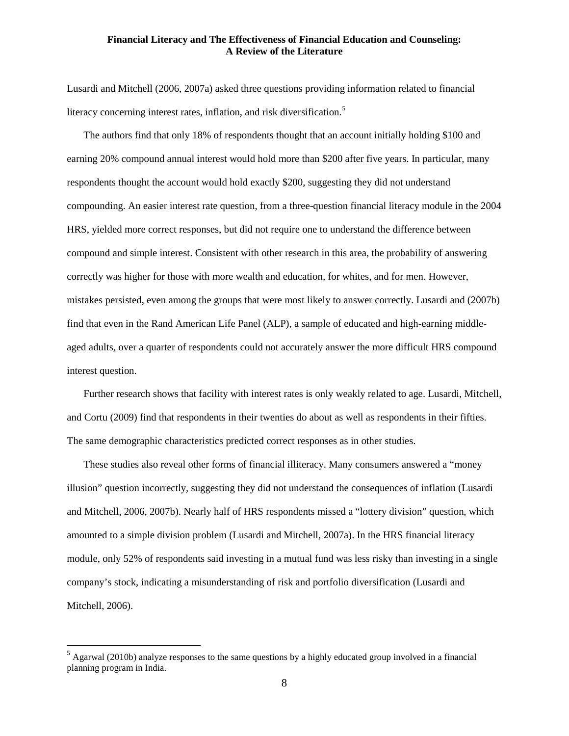Lusardi and Mitchell (2006, 2007a) asked three questions providing information related to financial literacy concerning interest rates, inflation, and risk diversification.[5]

The authors find that only 18% of respondents thought that an account initially holding \$100 and earning 20% compound annual interest would hold more than \$200 after five years. In particular, many respondents thought the account would hold exactly \$200, suggesting they did not understand compounding. An easier interest rate question, from a three-question financial literacy module in the 2004 HRS, yielded more correct responses, but did not require one to understand the difference between compound and simple interest. Consistent with other research in this area, the probability of answering correctly was higher for those with more wealth and education, for whites, and for men. However, mistakes persisted, even among the groups that were most likely to answer correctly. Lusardi and (2007b) find that even in the Rand American Life Panel (ALP), a sample of educated and high-earning middle-aged adults, over a quarter of respondents could not accurately answer the more difficult HRS compound interest question.

Further research shows that facility with interest rates is only weakly related to age. Lusardi, Mitchell, and Cortu (2009) find that respondents in their twenties do about as well as respondents in their fifties. The same demographic characteristics predicted correct responses as in other studies.

These studies also reveal other forms of financial illiteracy. Many consumers answered a "money illusion" question incorrectly, suggesting they did not understand the consequences of inflation (Lusardi and Mitchell, 2006, 2007b). Nearly half of HRS respondents missed a "lottery division" question, which amounted to a simple division problem (Lusardi and Mitchell, 2007a). In the HRS financial literacy module, only 52% of respondents said investing in a mutual fund was less risky than investing in a single company's stock, indicating a misunderstanding of risk and portfolio diversification (Lusardi and Mitchell, 2006).

---

[5] Agarwal (2010b) analyze responses to the same questions by a highly educated group involved in a financial planning program in India.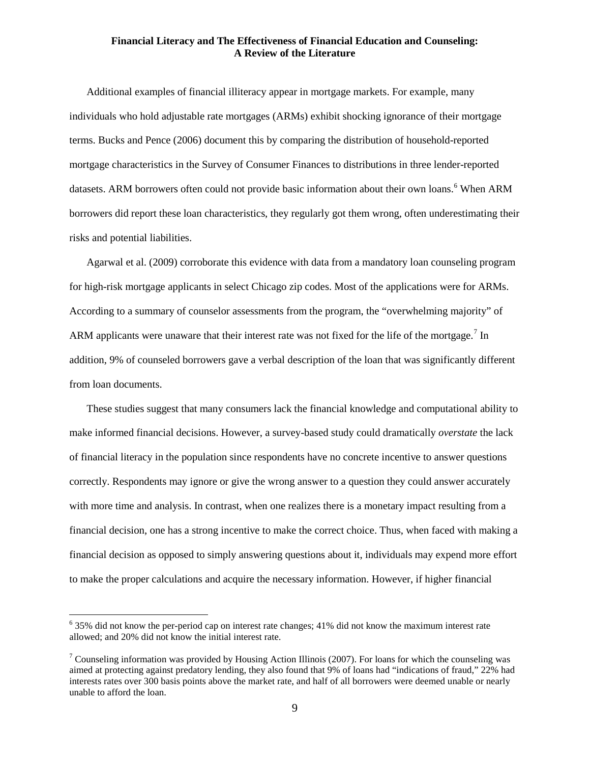Additional examples of financial illiteracy appear in mortgage markets. For example, many individuals who hold adjustable rate mortgages (ARMs) exhibit shocking ignorance of their mortgage terms. Bucks and Pence (2006) document this by comparing the distribution of household-reported mortgage characteristics in the Survey of Consumer Finances to distributions in three lender-reported datasets. ARM borrowers often could not provide basic information about their own loans.[6] When ARM borrowers did report these loan characteristics, they regularly got them wrong, often underestimating their risks and potential liabilities.

Agarwal et al. (2009) corroborate this evidence with data from a mandatory loan counseling program for high-risk mortgage applicants in select Chicago zip codes. Most of the applications were for ARMs. According to a summary of counselor assessments from the program, the "overwhelming majority" of ARM applicants were unaware that their interest rate was not fixed for the life of the mortgage.[7] In addition, 9% of counseled borrowers gave a verbal description of the loan that was significantly different from loan documents.

These studies suggest that many consumers lack the financial knowledge and computational ability to make informed financial decisions. However, a survey-based study could dramatically *overstate* the lack of financial literacy in the population since respondents have no concrete incentive to answer questions correctly. Respondents may ignore or give the wrong answer to a question they could answer accurately with more time and analysis. In contrast, when one realizes there is a monetary impact resulting from a financial decision, one has a strong incentive to make the correct choice. Thus, when faced with making a financial decision as opposed to simply answering questions about it, individuals may expend more effort to make the proper calculations and acquire the necessary information. However, if higher financial

---

[6] 35% did not know the per-period cap on interest rate changes; 41% did not know the maximum interest rate allowed; and 20% did not know the initial interest rate.

[7] Counseling information was provided by Housing Action Illinois (2007). For loans for which the counseling was aimed at protecting against predatory lending, they also found that 9% of loans had "indications of fraud," 22% had interests rates over 300 basis points above the market rate, and half of all borrowers were deemed unable or nearly unable to afford the loan.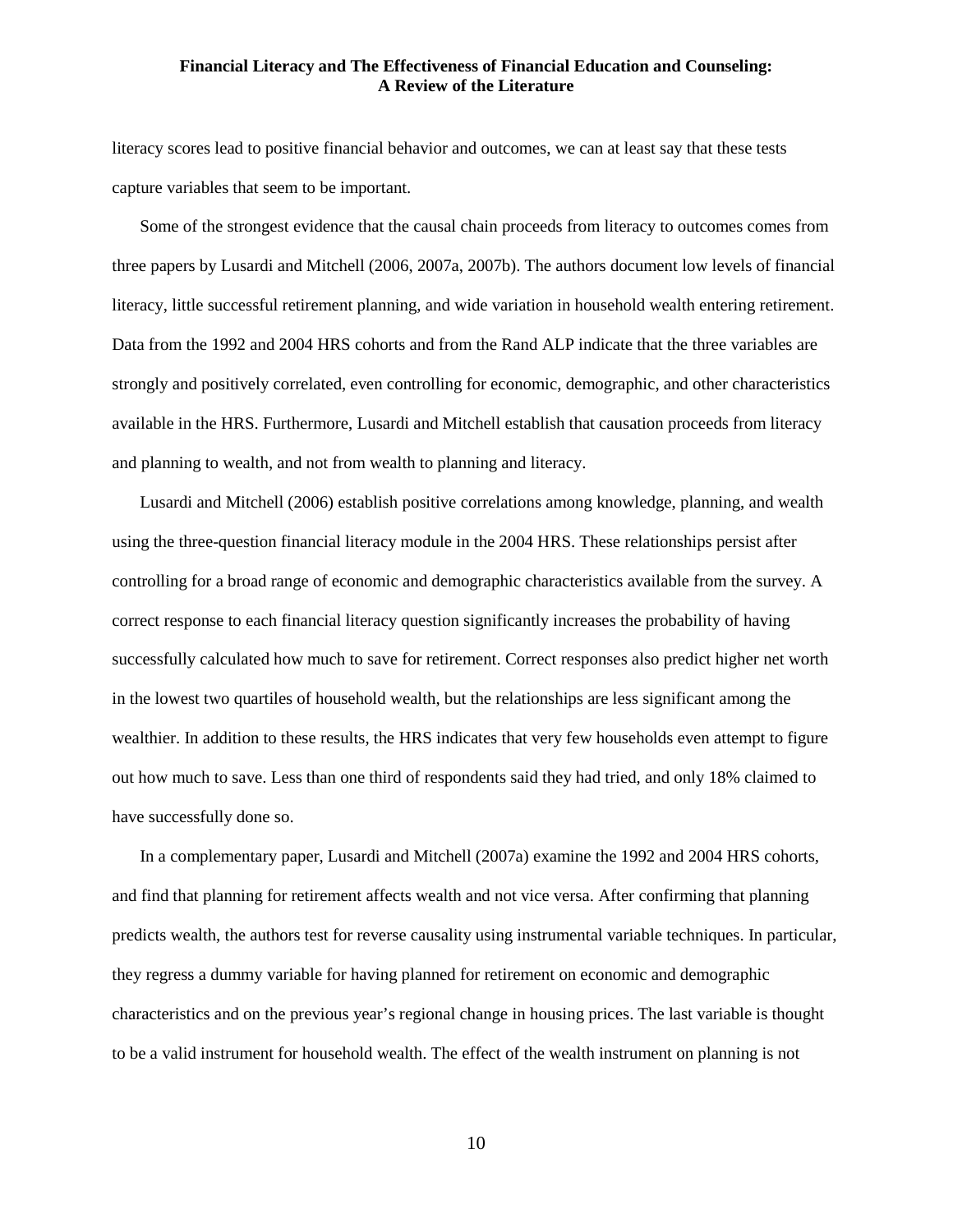literacy scores lead to positive financial behavior and outcomes, we can at least say that these tests capture variables that seem to be important.

Some of the strongest evidence that the causal chain proceeds from literacy to outcomes comes from three papers by Lusardi and Mitchell (2006, 2007a, 2007b). The authors document low levels of financial literacy, little successful retirement planning, and wide variation in household wealth entering retirement. Data from the 1992 and 2004 HRS cohorts and from the Rand ALP indicate that the three variables are strongly and positively correlated, even controlling for economic, demographic, and other characteristics available in the HRS. Furthermore, Lusardi and Mitchell establish that causation proceeds from literacy and planning to wealth, and not from wealth to planning and literacy.

Lusardi and Mitchell (2006) establish positive correlations among knowledge, planning, and wealth using the three-question financial literacy module in the 2004 HRS. These relationships persist after controlling for a broad range of economic and demographic characteristics available from the survey. A correct response to each financial literacy question significantly increases the probability of having successfully calculated how much to save for retirement. Correct responses also predict higher net worth in the lowest two quartiles of household wealth, but the relationships are less significant among the wealthier. In addition to these results, the HRS indicates that very few households even attempt to figure out how much to save. Less than one third of respondents said they had tried, and only 18% claimed to have successfully done so.

In a complementary paper, Lusardi and Mitchell (2007a) examine the 1992 and 2004 HRS cohorts, and find that planning for retirement affects wealth and not vice versa. After confirming that planning predicts wealth, the authors test for reverse causality using instrumental variable techniques. In particular, they regress a dummy variable for having planned for retirement on economic and demographic characteristics and on the previous year's regional change in housing prices. The last variable is thought to be a valid instrument for household wealth. The effect of the wealth instrument on planning is not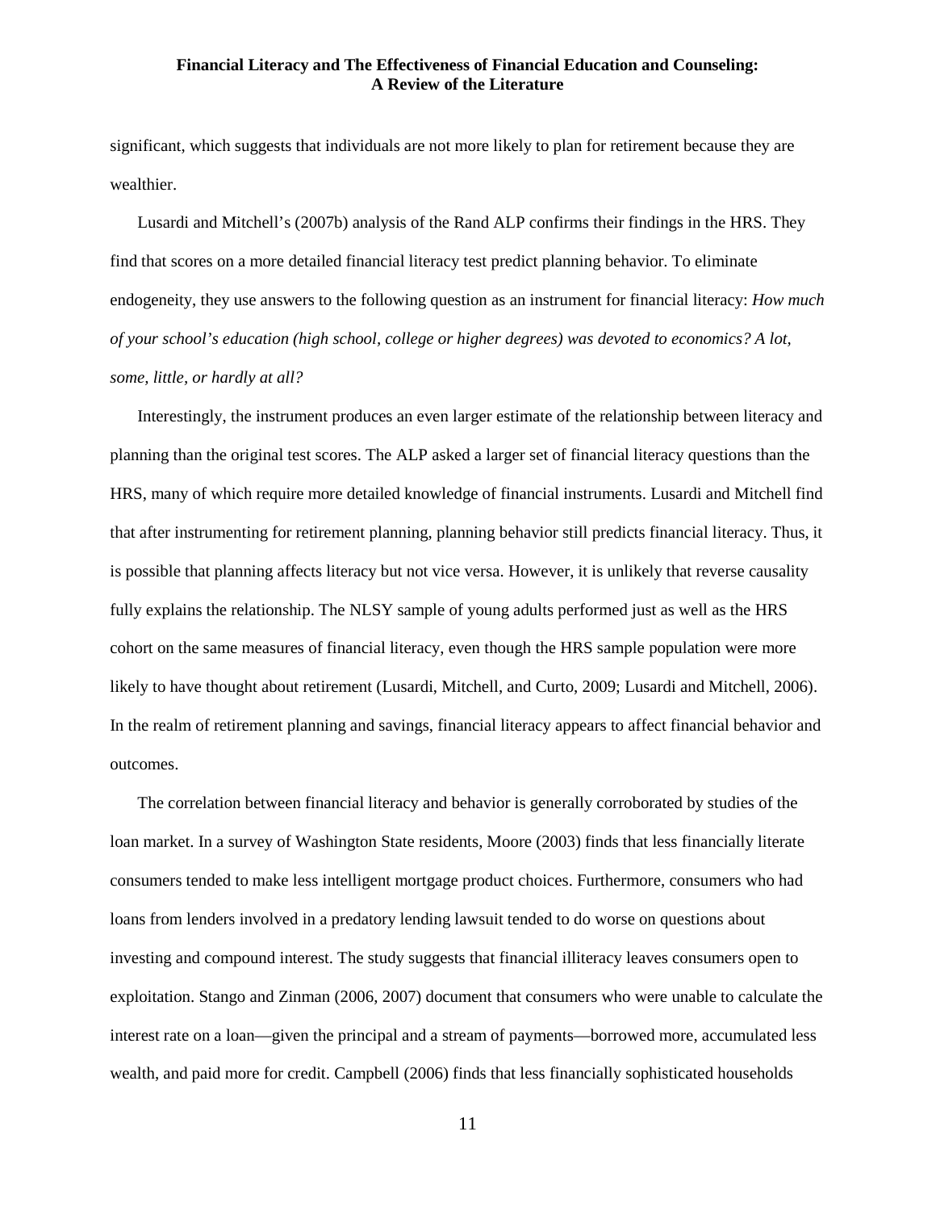significant, which suggests that individuals are not more likely to plan for retirement because they are wealthier.

Lusardi and Mitchell's (2007b) analysis of the Rand ALP confirms their findings in the HRS. They find that scores on a more detailed financial literacy test predict planning behavior. To eliminate endogeneity, they use answers to the following question as an instrument for financial literacy: *How much of your school's education (high school, college or higher degrees) was devoted to economics? A lot, some, little, or hardly at all?*

Interestingly, the instrument produces an even larger estimate of the relationship between literacy and planning than the original test scores. The ALP asked a larger set of financial literacy questions than the HRS, many of which require more detailed knowledge of financial instruments. Lusardi and Mitchell find that after instrumenting for retirement planning, planning behavior still predicts financial literacy. Thus, it is possible that planning affects literacy but not vice versa. However, it is unlikely that reverse causality fully explains the relationship. The NLSY sample of young adults performed just as well as the HRS cohort on the same measures of financial literacy, even though the HRS sample population were more likely to have thought about retirement (Lusardi, Mitchell, and Curto, 2009; Lusardi and Mitchell, 2006). In the realm of retirement planning and savings, financial literacy appears to affect financial behavior and outcomes.

The correlation between financial literacy and behavior is generally corroborated by studies of the loan market. In a survey of Washington State residents, Moore (2003) finds that less financially literate consumers tended to make less intelligent mortgage product choices. Furthermore, consumers who had loans from lenders involved in a predatory lending lawsuit tended to do worse on questions about investing and compound interest. The study suggests that financial illiteracy leaves consumers open to exploitation. Stango and Zinman (2006, 2007) document that consumers who were unable to calculate the interest rate on a loan—given the principal and a stream of payments—borrowed more, accumulated less wealth, and paid more for credit. Campbell (2006) finds that less financially sophisticated households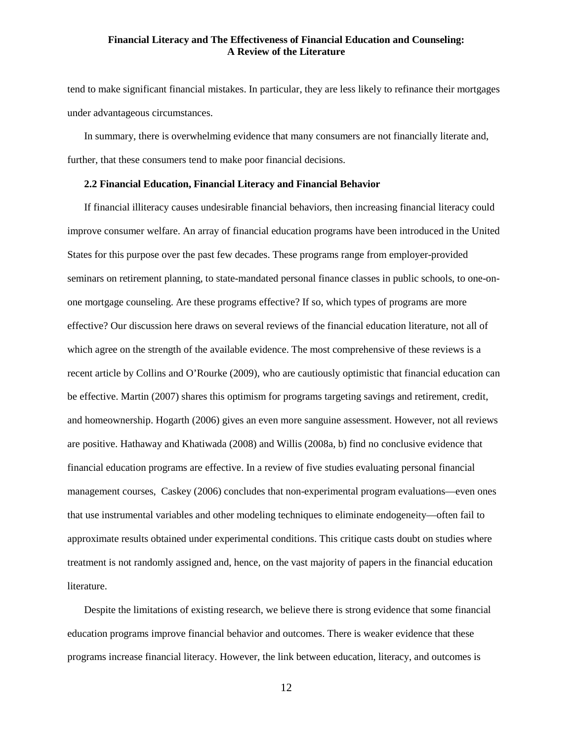tend to make significant financial mistakes. In particular, they are less likely to refinance their mortgages under advantageous circumstances.

In summary, there is overwhelming evidence that many consumers are not financially literate and, further, that these consumers tend to make poor financial decisions.

### 2.2 Financial Education, Financial Literacy and Financial Behavior

If financial illiteracy causes undesirable financial behaviors, then increasing financial literacy could improve consumer welfare. An array of financial education programs have been introduced in the United States for this purpose over the past few decades. These programs range from employer-provided seminars on retirement planning, to state-mandated personal finance classes in public schools, to one-on-one mortgage counseling. Are these programs effective? If so, which types of programs are more effective? Our discussion here draws on several reviews of the financial education literature, not all of which agree on the strength of the available evidence. The most comprehensive of these reviews is a recent article by Collins and O'Rourke (2009), who are cautiously optimistic that financial education can be effective. Martin (2007) shares this optimism for programs targeting savings and retirement, credit, and homeownership. Hogarth (2006) gives an even more sanguine assessment. However, not all reviews are positive. Hathaway and Khatiwada (2008) and Willis (2008a, b) find no conclusive evidence that financial education programs are effective. In a review of five studies evaluating personal financial management courses, Caskey (2006) concludes that non-experimental program evaluations—even ones that use instrumental variables and other modeling techniques to eliminate endogeneity—often fail to approximate results obtained under experimental conditions. This critique casts doubt on studies where treatment is not randomly assigned and, hence, on the vast majority of papers in the financial education literature.

Despite the limitations of existing research, we believe there is strong evidence that some financial education programs improve financial behavior and outcomes. There is weaker evidence that these programs increase financial literacy. However, the link between education, literacy, and outcomes is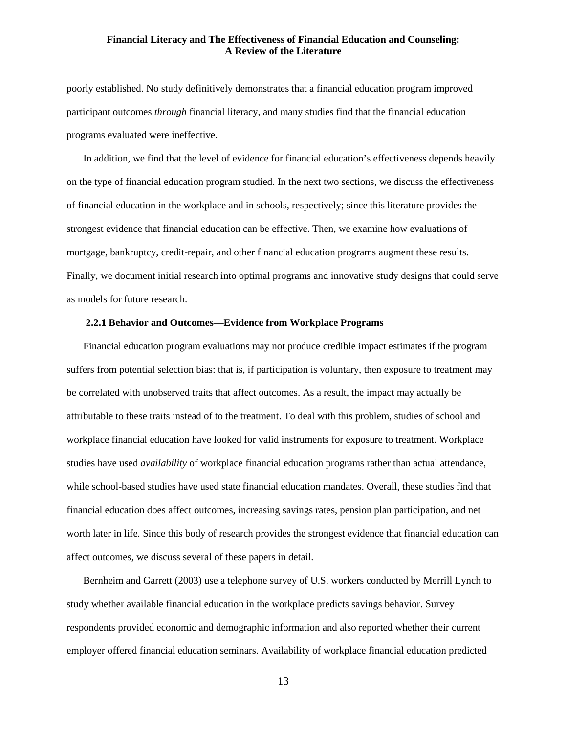poorly established. No study definitively demonstrates that a financial education program improved participant outcomes *through* financial literacy, and many studies find that the financial education programs evaluated were ineffective.

In addition, we find that the level of evidence for financial education's effectiveness depends heavily on the type of financial education program studied. In the next two sections, we discuss the effectiveness of financial education in the workplace and in schools, respectively; since this literature provides the strongest evidence that financial education can be effective. Then, we examine how evaluations of mortgage, bankruptcy, credit-repair, and other financial education programs augment these results. Finally, we document initial research into optimal programs and innovative study designs that could serve as models for future research.

### 2.2.1 Behavior and Outcomes—Evidence from Workplace Programs

Financial education program evaluations may not produce credible impact estimates if the program suffers from potential selection bias: that is, if participation is voluntary, then exposure to treatment may be correlated with unobserved traits that affect outcomes. As a result, the impact may actually be attributable to these traits instead of to the treatment. To deal with this problem, studies of school and workplace financial education have looked for valid instruments for exposure to treatment. Workplace studies have used *availability* of workplace financial education programs rather than actual attendance, while school-based studies have used state financial education mandates. Overall, these studies find that financial education does affect outcomes, increasing savings rates, pension plan participation, and net worth later in life. Since this body of research provides the strongest evidence that financial education can affect outcomes, we discuss several of these papers in detail.

Bernheim and Garrett (2003) use a telephone survey of U.S. workers conducted by Merrill Lynch to study whether available financial education in the workplace predicts savings behavior. Survey respondents provided economic and demographic information and also reported whether their current employer offered financial education seminars. Availability of workplace financial education predicted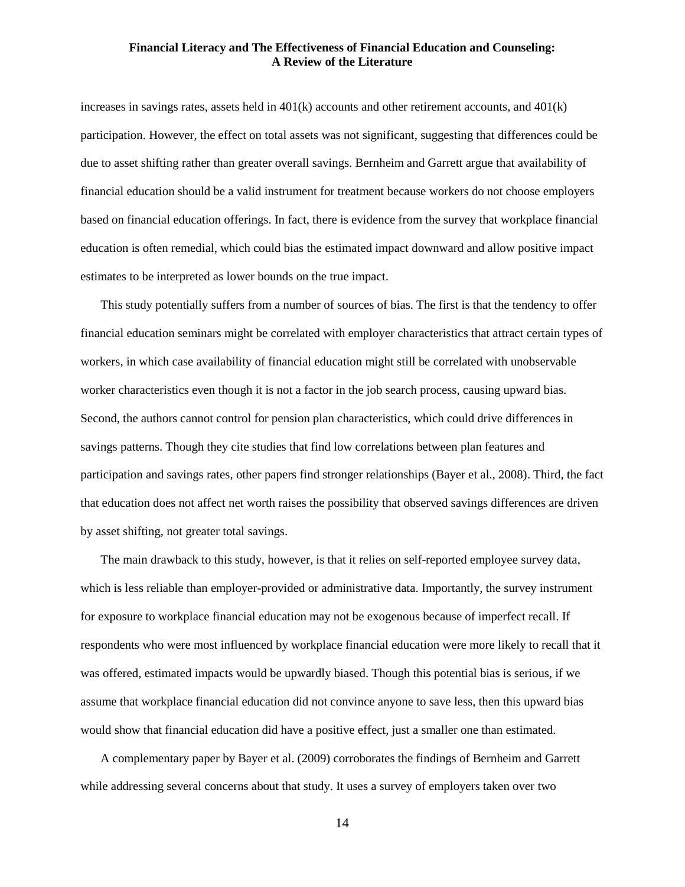increases in savings rates, assets held in 401(k) accounts and other retirement accounts, and 401(k) participation. However, the effect on total assets was not significant, suggesting that differences could be due to asset shifting rather than greater overall savings. Bernheim and Garrett argue that availability of financial education should be a valid instrument for treatment because workers do not choose employers based on financial education offerings. In fact, there is evidence from the survey that workplace financial education is often remedial, which could bias the estimated impact downward and allow positive impact estimates to be interpreted as lower bounds on the true impact.

This study potentially suffers from a number of sources of bias. The first is that the tendency to offer financial education seminars might be correlated with employer characteristics that attract certain types of workers, in which case availability of financial education might still be correlated with unobservable worker characteristics even though it is not a factor in the job search process, causing upward bias. Second, the authors cannot control for pension plan characteristics, which could drive differences in savings patterns. Though they cite studies that find low correlations between plan features and participation and savings rates, other papers find stronger relationships (Bayer et al., 2008). Third, the fact that education does not affect net worth raises the possibility that observed savings differences are driven by asset shifting, not greater total savings.

The main drawback to this study, however, is that it relies on self-reported employee survey data, which is less reliable than employer-provided or administrative data. Importantly, the survey instrument for exposure to workplace financial education may not be exogenous because of imperfect recall. If respondents who were most influenced by workplace financial education were more likely to recall that it was offered, estimated impacts would be upwardly biased. Though this potential bias is serious, if we assume that workplace financial education did not convince anyone to save less, then this upward bias would show that financial education did have a positive effect, just a smaller one than estimated.

A complementary paper by Bayer et al. (2009) corroborates the findings of Bernheim and Garrett while addressing several concerns about that study. It uses a survey of employers taken over two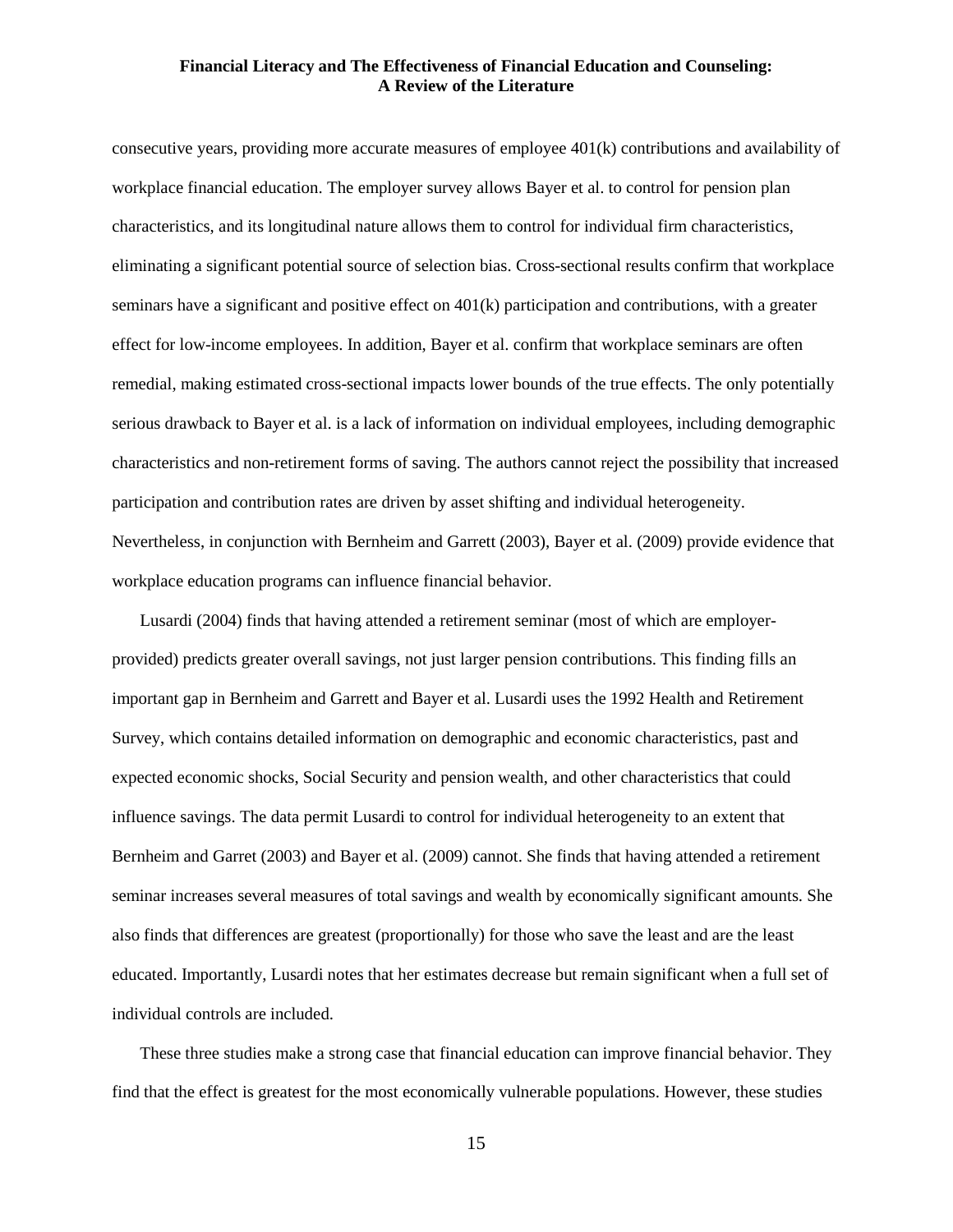consecutive years, providing more accurate measures of employee 401(k) contributions and availability of workplace financial education. The employer survey allows Bayer et al. to control for pension plan characteristics, and its longitudinal nature allows them to control for individual firm characteristics, eliminating a significant potential source of selection bias. Cross-sectional results confirm that workplace seminars have a significant and positive effect on 401(k) participation and contributions, with a greater effect for low-income employees. In addition, Bayer et al. confirm that workplace seminars are often remedial, making estimated cross-sectional impacts lower bounds of the true effects. The only potentially serious drawback to Bayer et al. is a lack of information on individual employees, including demographic characteristics and non-retirement forms of saving. The authors cannot reject the possibility that increased participation and contribution rates are driven by asset shifting and individual heterogeneity. Nevertheless, in conjunction with Bernheim and Garrett (2003), Bayer et al. (2009) provide evidence that workplace education programs can influence financial behavior.

Lusardi (2004) finds that having attended a retirement seminar (most of which are employer-provided) predicts greater overall savings, not just larger pension contributions. This finding fills an important gap in Bernheim and Garrett and Bayer et al. Lusardi uses the 1992 Health and Retirement Survey, which contains detailed information on demographic and economic characteristics, past and expected economic shocks, Social Security and pension wealth, and other characteristics that could influence savings. The data permit Lusardi to control for individual heterogeneity to an extent that Bernheim and Garret (2003) and Bayer et al. (2009) cannot. She finds that having attended a retirement seminar increases several measures of total savings and wealth by economically significant amounts. She also finds that differences are greatest (proportionally) for those who save the least and are the least educated. Importantly, Lusardi notes that her estimates decrease but remain significant when a full set of individual controls are included.

These three studies make a strong case that financial education can improve financial behavior. They find that the effect is greatest for the most economically vulnerable populations. However, these studies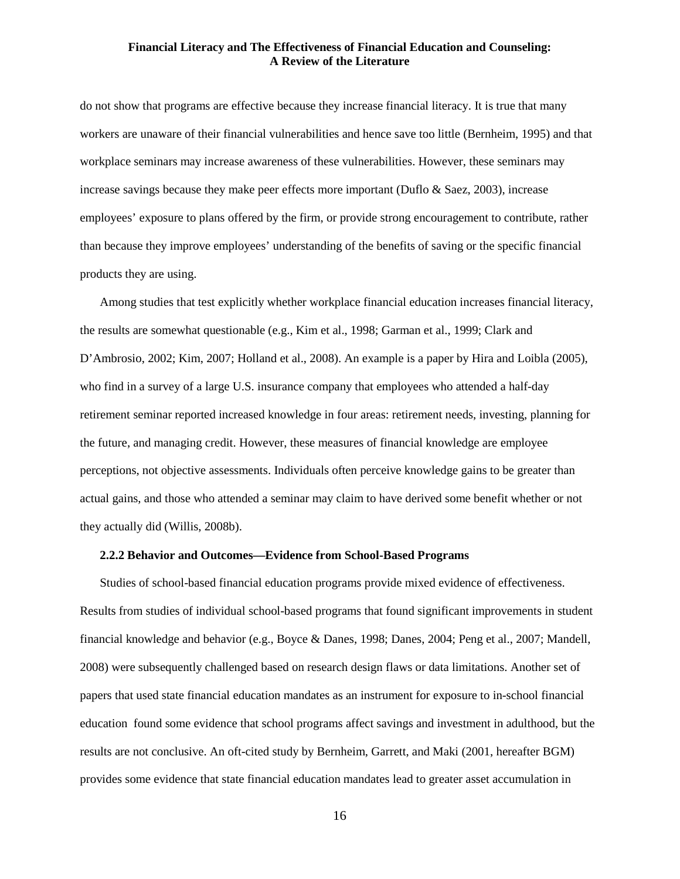do not show that programs are effective because they increase financial literacy. It is true that many workers are unaware of their financial vulnerabilities and hence save too little (Bernheim, 1995) and that workplace seminars may increase awareness of these vulnerabilities. However, these seminars may increase savings because they make peer effects more important (Duflo & Saez, 2003), increase employees' exposure to plans offered by the firm, or provide strong encouragement to contribute, rather than because they improve employees' understanding of the benefits of saving or the specific financial products they are using.

Among studies that test explicitly whether workplace financial education increases financial literacy, the results are somewhat questionable (e.g., Kim et al., 1998; Garman et al., 1999; Clark and D'Ambrosio, 2002; Kim, 2007; Holland et al., 2008). An example is a paper by Hira and Loibla (2005), who find in a survey of a large U.S. insurance company that employees who attended a half-day retirement seminar reported increased knowledge in four areas: retirement needs, investing, planning for the future, and managing credit. However, these measures of financial knowledge are employee perceptions, not objective assessments. Individuals often perceive knowledge gains to be greater than actual gains, and those who attended a seminar may claim to have derived some benefit whether or not they actually did (Willis, 2008b).

### 2.2.2 Behavior and Outcomes—Evidence from School-Based Programs

Studies of school-based financial education programs provide mixed evidence of effectiveness. Results from studies of individual school-based programs that found significant improvements in student financial knowledge and behavior (e.g., Boyce & Danes, 1998; Danes, 2004; Peng et al., 2007; Mandell, 2008) were subsequently challenged based on research design flaws or data limitations. Another set of papers that used state financial education mandates as an instrument for exposure to in-school financial education found some evidence that school programs affect savings and investment in adulthood, but the results are not conclusive. An oft-cited study by Bernheim, Garrett, and Maki (2001, hereafter BGM) provides some evidence that state financial education mandates lead to greater asset accumulation in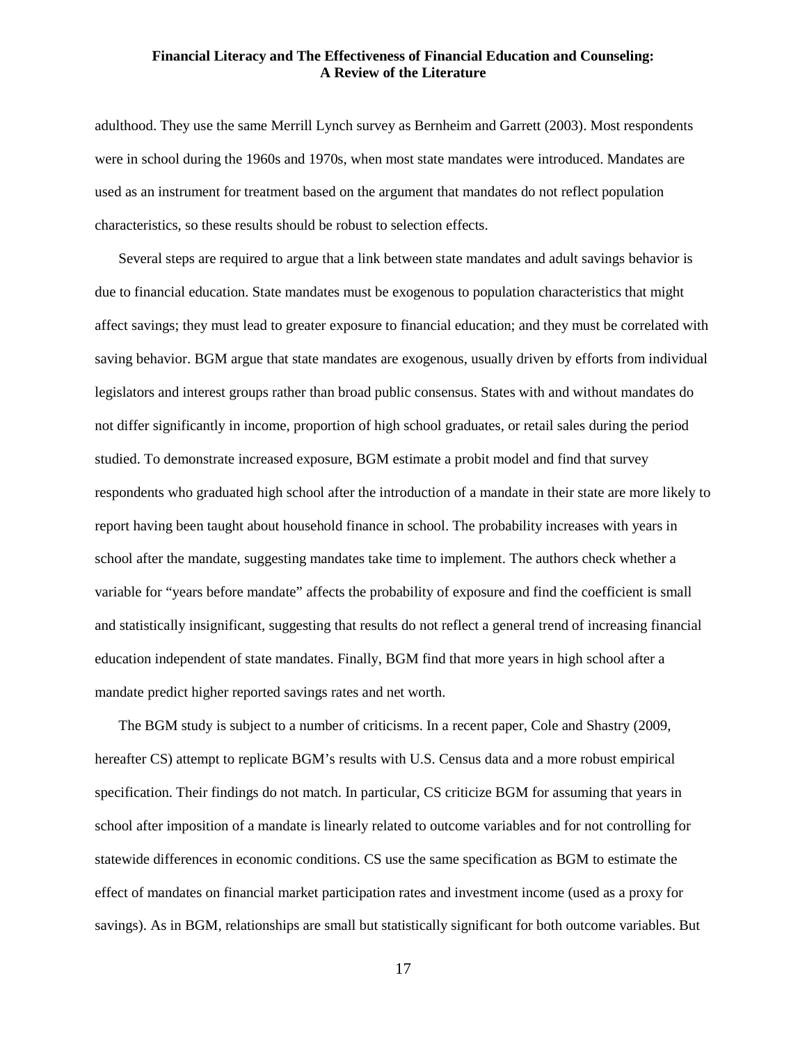adulthood. They use the same Merrill Lynch survey as Bernheim and Garrett (2003). Most respondents were in school during the 1960s and 1970s, when most state mandates were introduced. Mandates are used as an instrument for treatment based on the argument that mandates do not reflect population characteristics, so these results should be robust to selection effects.

Several steps are required to argue that a link between state mandates and adult savings behavior is due to financial education. State mandates must be exogenous to population characteristics that might affect savings; they must lead to greater exposure to financial education; and they must be correlated with saving behavior. BGM argue that state mandates are exogenous, usually driven by efforts from individual legislators and interest groups rather than broad public consensus. States with and without mandates do not differ significantly in income, proportion of high school graduates, or retail sales during the period studied. To demonstrate increased exposure, BGM estimate a probit model and find that survey respondents who graduated high school after the introduction of a mandate in their state are more likely to report having been taught about household finance in school. The probability increases with years in school after the mandate, suggesting mandates take time to implement. The authors check whether a variable for "years before mandate" affects the probability of exposure and find the coefficient is small and statistically insignificant, suggesting that results do not reflect a general trend of increasing financial education independent of state mandates. Finally, BGM find that more years in high school after a mandate predict higher reported savings rates and net worth.

The BGM study is subject to a number of criticisms. In a recent paper, Cole and Shastry (2009, hereafter CS) attempt to replicate BGM's results with U.S. Census data and a more robust empirical specification. Their findings do not match. In particular, CS criticize BGM for assuming that years in school after imposition of a mandate is linearly related to outcome variables and for not controlling for statewide differences in economic conditions. CS use the same specification as BGM to estimate the effect of mandates on financial market participation rates and investment income (used as a proxy for savings). As in BGM, relationships are small but statistically significant for both outcome variables. But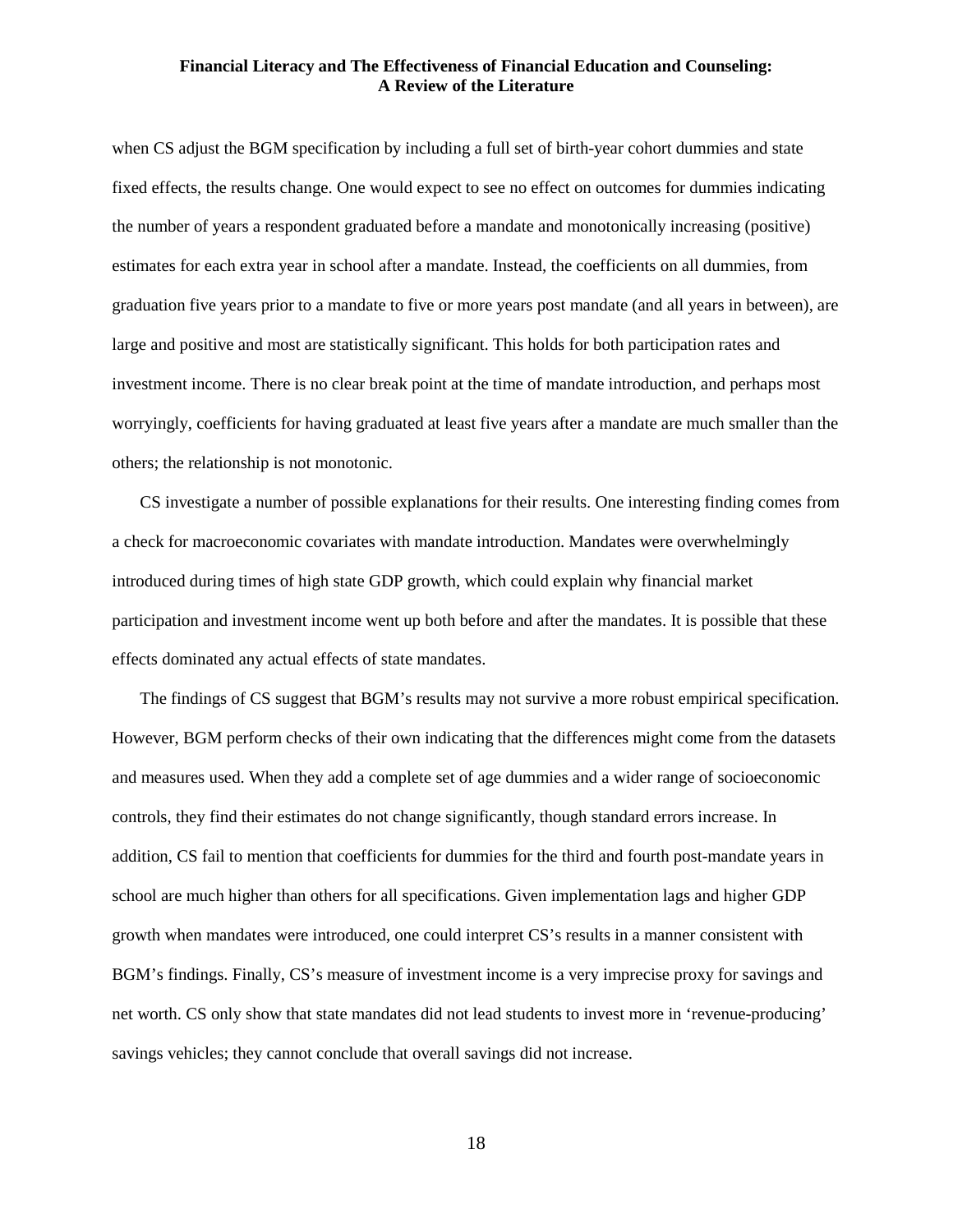when CS adjust the BGM specification by including a full set of birth-year cohort dummies and state fixed effects, the results change. One would expect to see no effect on outcomes for dummies indicating the number of years a respondent graduated before a mandate and monotonically increasing (positive) estimates for each extra year in school after a mandate. Instead, the coefficients on all dummies, from graduation five years prior to a mandate to five or more years post mandate (and all years in between), are large and positive and most are statistically significant. This holds for both participation rates and investment income. There is no clear break point at the time of mandate introduction, and perhaps most worryingly, coefficients for having graduated at least five years after a mandate are much smaller than the others; the relationship is not monotonic.

CS investigate a number of possible explanations for their results. One interesting finding comes from a check for macroeconomic covariates with mandate introduction. Mandates were overwhelmingly introduced during times of high state GDP growth, which could explain why financial market participation and investment income went up both before and after the mandates. It is possible that these effects dominated any actual effects of state mandates.

The findings of CS suggest that BGM's results may not survive a more robust empirical specification. However, BGM perform checks of their own indicating that the differences might come from the datasets and measures used. When they add a complete set of age dummies and a wider range of socioeconomic controls, they find their estimates do not change significantly, though standard errors increase. In addition, CS fail to mention that coefficients for dummies for the third and fourth post-mandate years in school are much higher than others for all specifications. Given implementation lags and higher GDP growth when mandates were introduced, one could interpret CS's results in a manner consistent with BGM's findings. Finally, CS's measure of investment income is a very imprecise proxy for savings and net worth. CS only show that state mandates did not lead students to invest more in 'revenue-producing' savings vehicles; they cannot conclude that overall savings did not increase.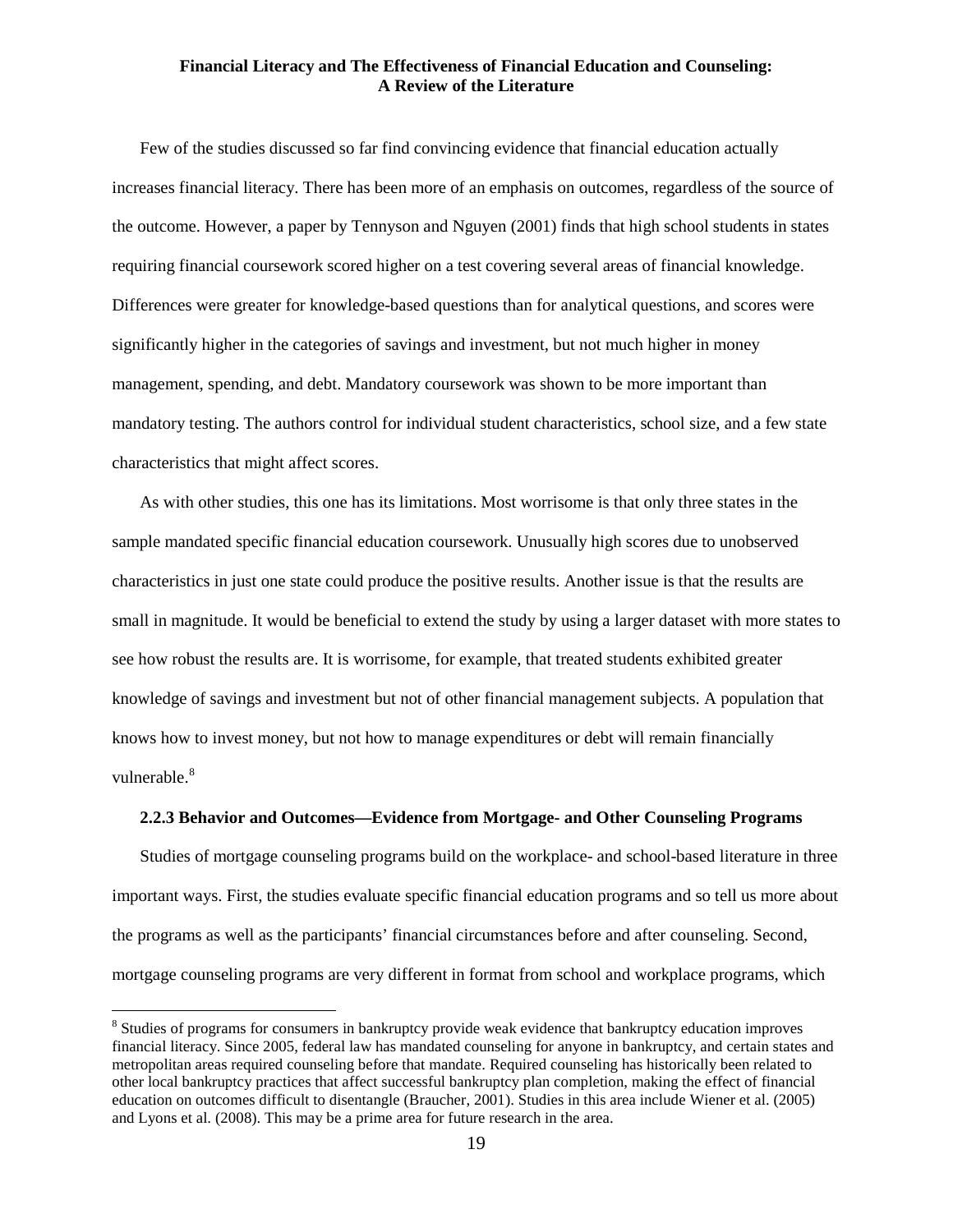Few of the studies discussed so far find convincing evidence that financial education actually increases financial literacy. There has been more of an emphasis on outcomes, regardless of the source of the outcome. However, a paper by Tennyson and Nguyen (2001) finds that high school students in states requiring financial coursework scored higher on a test covering several areas of financial knowledge. Differences were greater for knowledge-based questions than for analytical questions, and scores were significantly higher in the categories of savings and investment, but not much higher in money management, spending, and debt. Mandatory coursework was shown to be more important than mandatory testing. The authors control for individual student characteristics, school size, and a few state characteristics that might affect scores.

As with other studies, this one has its limitations. Most worrisome is that only three states in the sample mandated specific financial education coursework. Unusually high scores due to unobserved characteristics in just one state could produce the positive results. Another issue is that the results are small in magnitude. It would be beneficial to extend the study by using a larger dataset with more states to see how robust the results are. It is worrisome, for example, that treated students exhibited greater knowledge of savings and investment but not of other financial management subjects. A population that knows how to invest money, but not how to manage expenditures or debt will remain financially vulnerable.[8]

#### 2.2.3 Behavior and Outcomes—Evidence from Mortgage- and Other Counseling Programs

Studies of mortgage counseling programs build on the workplace- and school-based literature in three important ways. First, the studies evaluate specific financial education programs and so tell us more about the programs as well as the participants' financial circumstances before and after counseling. Second, mortgage counseling programs are very different in format from school and workplace programs, which

---

[8] Studies of programs for consumers in bankruptcy provide weak evidence that bankruptcy education improves financial literacy. Since 2005, federal law has mandated counseling for anyone in bankruptcy, and certain states and metropolitan areas required counseling before that mandate. Required counseling has historically been related to other local bankruptcy practices that affect successful bankruptcy plan completion, making the effect of financial education on outcomes difficult to disentangle (Braucher, 2001). Studies in this area include Wiener et al. (2005) and Lyons et al. (2008). This may be a prime area for future research in the area.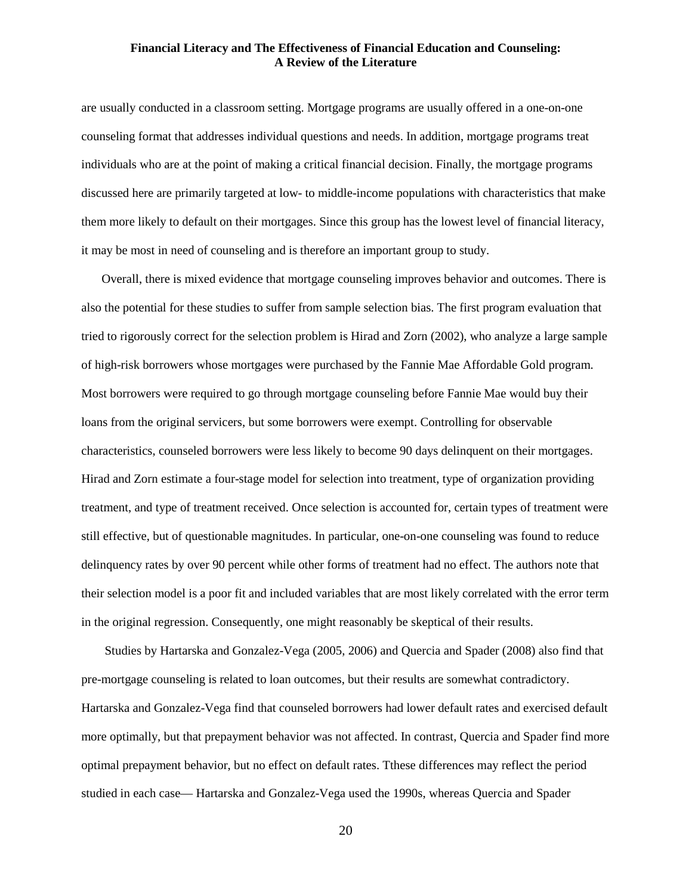are usually conducted in a classroom setting. Mortgage programs are usually offered in a one-on-one counseling format that addresses individual questions and needs. In addition, mortgage programs treat individuals who are at the point of making a critical financial decision. Finally, the mortgage programs discussed here are primarily targeted at low- to middle-income populations with characteristics that make them more likely to default on their mortgages. Since this group has the lowest level of financial literacy, it may be most in need of counseling and is therefore an important group to study.

Overall, there is mixed evidence that mortgage counseling improves behavior and outcomes. There is also the potential for these studies to suffer from sample selection bias. The first program evaluation that tried to rigorously correct for the selection problem is Hirad and Zorn (2002), who analyze a large sample of high-risk borrowers whose mortgages were purchased by the Fannie Mae Affordable Gold program. Most borrowers were required to go through mortgage counseling before Fannie Mae would buy their loans from the original servicers, but some borrowers were exempt. Controlling for observable characteristics, counseled borrowers were less likely to become 90 days delinquent on their mortgages. Hirad and Zorn estimate a four-stage model for selection into treatment, type of organization providing treatment, and type of treatment received. Once selection is accounted for, certain types of treatment were still effective, but of questionable magnitudes. In particular, one-on-one counseling was found to reduce delinquency rates by over 90 percent while other forms of treatment had no effect. The authors note that their selection model is a poor fit and included variables that are most likely correlated with the error term in the original regression. Consequently, one might reasonably be skeptical of their results.

Studies by Hartarska and Gonzalez-Vega (2005, 2006) and Quercia and Spader (2008) also find that pre-mortgage counseling is related to loan outcomes, but their results are somewhat contradictory. Hartarska and Gonzalez-Vega find that counseled borrowers had lower default rates and exercised default more optimally, but that prepayment behavior was not affected. In contrast, Quercia and Spader find more optimal prepayment behavior, but no effect on default rates. Tthese differences may reflect the period studied in each case— Hartarska and Gonzalez-Vega used the 1990s, whereas Quercia and Spader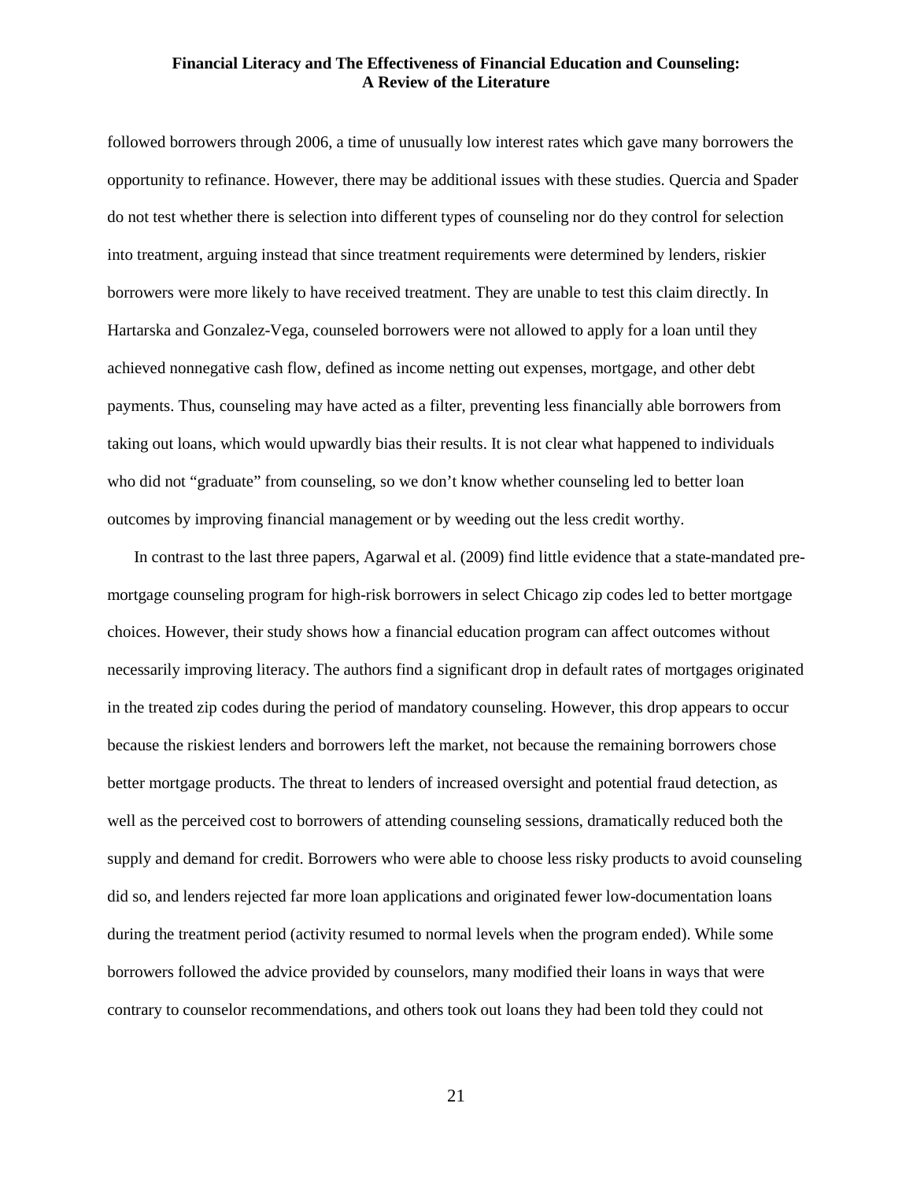followed borrowers through 2006, a time of unusually low interest rates which gave many borrowers the opportunity to refinance. However, there may be additional issues with these studies. Quercia and Spader do not test whether there is selection into different types of counseling nor do they control for selection into treatment, arguing instead that since treatment requirements were determined by lenders, riskier borrowers were more likely to have received treatment. They are unable to test this claim directly. In Hartarska and Gonzalez-Vega, counseled borrowers were not allowed to apply for a loan until they achieved nonnegative cash flow, defined as income netting out expenses, mortgage, and other debt payments. Thus, counseling may have acted as a filter, preventing less financially able borrowers from taking out loans, which would upwardly bias their results. It is not clear what happened to individuals who did not "graduate" from counseling, so we don't know whether counseling led to better loan outcomes by improving financial management or by weeding out the less credit worthy.

In contrast to the last three papers, Agarwal et al. (2009) find little evidence that a state-mandated pre-mortgage counseling program for high-risk borrowers in select Chicago zip codes led to better mortgage choices. However, their study shows how a financial education program can affect outcomes without necessarily improving literacy. The authors find a significant drop in default rates of mortgages originated in the treated zip codes during the period of mandatory counseling. However, this drop appears to occur because the riskiest lenders and borrowers left the market, not because the remaining borrowers chose better mortgage products. The threat to lenders of increased oversight and potential fraud detection, as well as the perceived cost to borrowers of attending counseling sessions, dramatically reduced both the supply and demand for credit. Borrowers who were able to choose less risky products to avoid counseling did so, and lenders rejected far more loan applications and originated fewer low-documentation loans during the treatment period (activity resumed to normal levels when the program ended). While some borrowers followed the advice provided by counselors, many modified their loans in ways that were contrary to counselor recommendations, and others took out loans they had been told they could not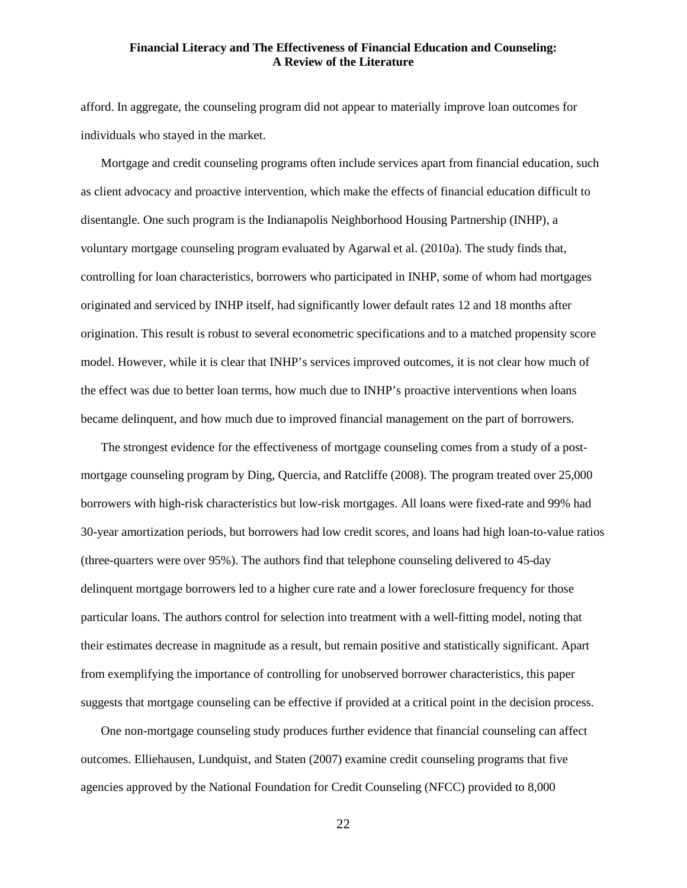afford. In aggregate, the counseling program did not appear to materially improve loan outcomes for individuals who stayed in the market.

Mortgage and credit counseling programs often include services apart from financial education, such as client advocacy and proactive intervention, which make the effects of financial education difficult to disentangle. One such program is the Indianapolis Neighborhood Housing Partnership (INHP), a voluntary mortgage counseling program evaluated by Agarwal et al. (2010a). The study finds that, controlling for loan characteristics, borrowers who participated in INHP, some of whom had mortgages originated and serviced by INHP itself, had significantly lower default rates 12 and 18 months after origination. This result is robust to several econometric specifications and to a matched propensity score model. However, while it is clear that INHP's services improved outcomes, it is not clear how much of the effect was due to better loan terms, how much due to INHP's proactive interventions when loans became delinquent, and how much due to improved financial management on the part of borrowers.

The strongest evidence for the effectiveness of mortgage counseling comes from a study of a post-mortgage counseling program by Ding, Quercia, and Ratcliffe (2008). The program treated over 25,000 borrowers with high-risk characteristics but low-risk mortgages. All loans were fixed-rate and 99% had 30-year amortization periods, but borrowers had low credit scores, and loans had high loan-to-value ratios (three-quarters were over 95%). The authors find that telephone counseling delivered to 45-day delinquent mortgage borrowers led to a higher cure rate and a lower foreclosure frequency for those particular loans. The authors control for selection into treatment with a well-fitting model, noting that their estimates decrease in magnitude as a result, but remain positive and statistically significant. Apart from exemplifying the importance of controlling for unobserved borrower characteristics, this paper suggests that mortgage counseling can be effective if provided at a critical point in the decision process.

One non-mortgage counseling study produces further evidence that financial counseling can affect outcomes. Elliehausen, Lundquist, and Staten (2007) examine credit counseling programs that five agencies approved by the National Foundation for Credit Counseling (NFCC) provided to 8,000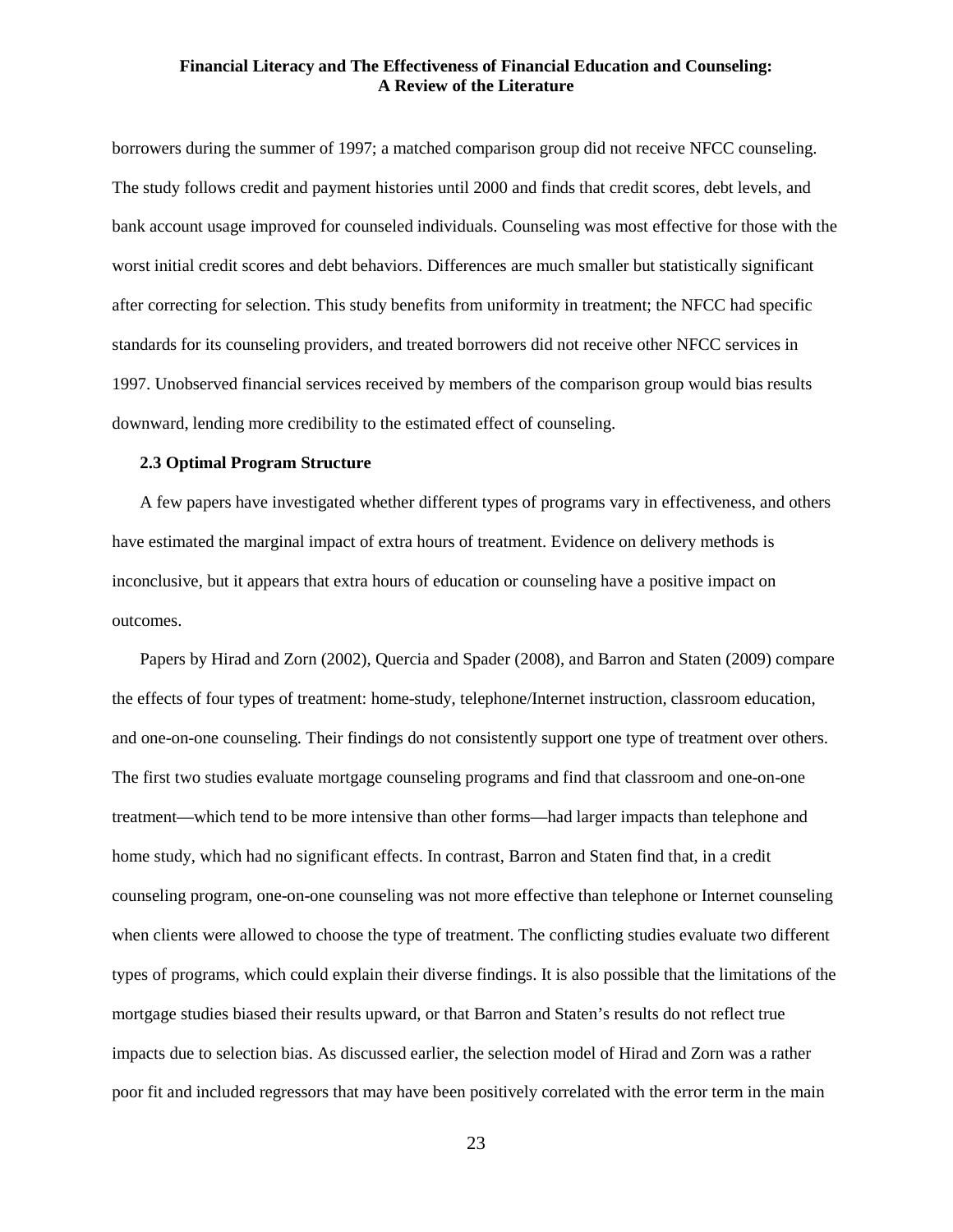borrowers during the summer of 1997; a matched comparison group did not receive NFCC counseling. The study follows credit and payment histories until 2000 and finds that credit scores, debt levels, and bank account usage improved for counseled individuals. Counseling was most effective for those with the worst initial credit scores and debt behaviors. Differences are much smaller but statistically significant after correcting for selection. This study benefits from uniformity in treatment; the NFCC had specific standards for its counseling providers, and treated borrowers did not receive other NFCC services in 1997. Unobserved financial services received by members of the comparison group would bias results downward, lending more credibility to the estimated effect of counseling.

### 2.3 Optimal Program Structure

A few papers have investigated whether different types of programs vary in effectiveness, and others have estimated the marginal impact of extra hours of treatment. Evidence on delivery methods is inconclusive, but it appears that extra hours of education or counseling have a positive impact on outcomes.

Papers by Hirad and Zorn (2002), Quercia and Spader (2008), and Barron and Staten (2009) compare the effects of four types of treatment: home-study, telephone/Internet instruction, classroom education, and one-on-one counseling. Their findings do not consistently support one type of treatment over others. The first two studies evaluate mortgage counseling programs and find that classroom and one-on-one treatment—which tend to be more intensive than other forms—had larger impacts than telephone and home study, which had no significant effects. In contrast, Barron and Staten find that, in a credit counseling program, one-on-one counseling was not more effective than telephone or Internet counseling when clients were allowed to choose the type of treatment. The conflicting studies evaluate two different types of programs, which could explain their diverse findings. It is also possible that the limitations of the mortgage studies biased their results upward, or that Barron and Staten's results do not reflect true impacts due to selection bias. As discussed earlier, the selection model of Hirad and Zorn was a rather poor fit and included regressors that may have been positively correlated with the error term in the main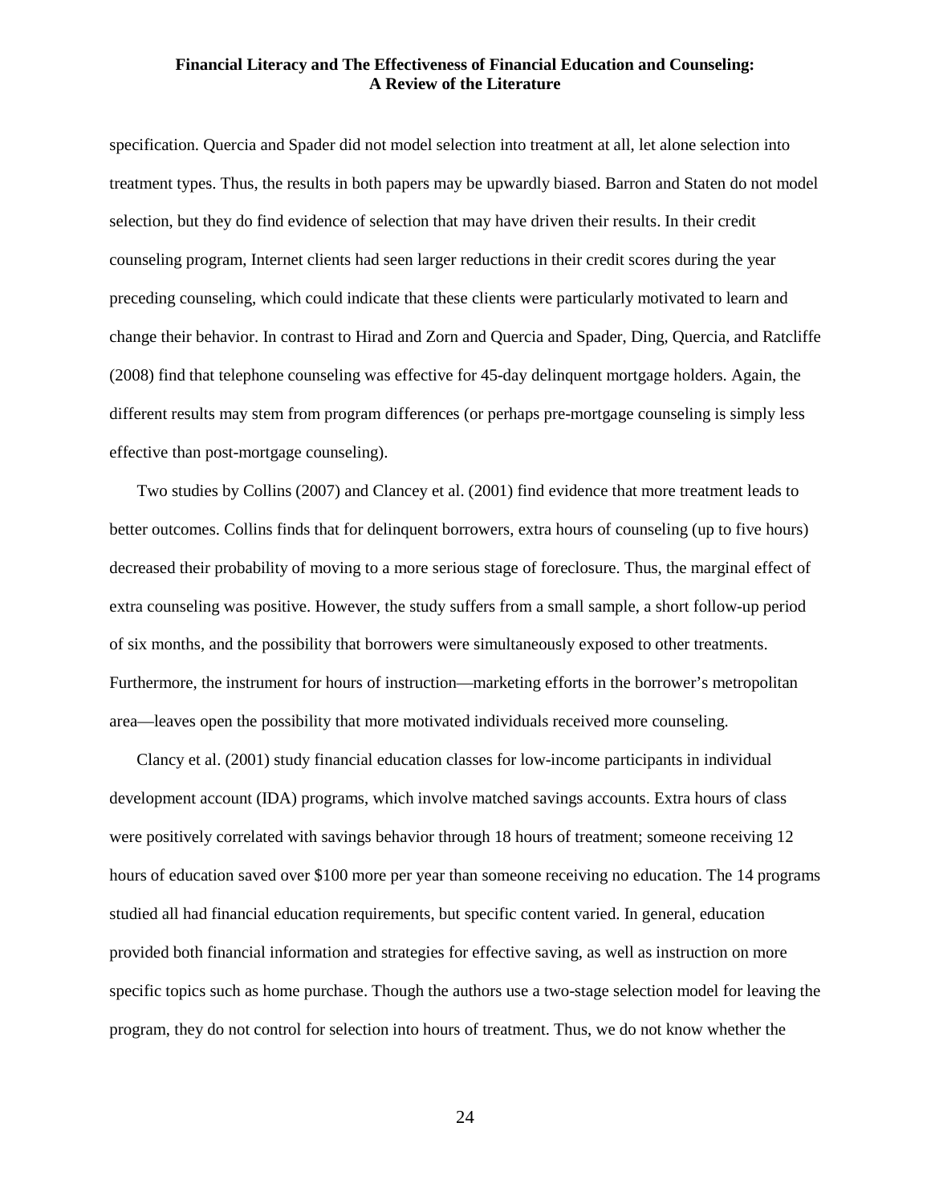specification. Quercia and Spader did not model selection into treatment at all, let alone selection into treatment types. Thus, the results in both papers may be upwardly biased. Barron and Staten do not model selection, but they do find evidence of selection that may have driven their results. In their credit counseling program, Internet clients had seen larger reductions in their credit scores during the year preceding counseling, which could indicate that these clients were particularly motivated to learn and change their behavior. In contrast to Hirad and Zorn and Quercia and Spader, Ding, Quercia, and Ratcliffe (2008) find that telephone counseling was effective for 45-day delinquent mortgage holders. Again, the different results may stem from program differences (or perhaps pre-mortgage counseling is simply less effective than post-mortgage counseling).

Two studies by Collins (2007) and Clancey et al. (2001) find evidence that more treatment leads to better outcomes. Collins finds that for delinquent borrowers, extra hours of counseling (up to five hours) decreased their probability of moving to a more serious stage of foreclosure. Thus, the marginal effect of extra counseling was positive. However, the study suffers from a small sample, a short follow-up period of six months, and the possibility that borrowers were simultaneously exposed to other treatments. Furthermore, the instrument for hours of instruction—marketing efforts in the borrower's metropolitan area—leaves open the possibility that more motivated individuals received more counseling.

Clancy et al. (2001) study financial education classes for low-income participants in individual development account (IDA) programs, which involve matched savings accounts. Extra hours of class were positively correlated with savings behavior through 18 hours of treatment; someone receiving 12 hours of education saved over $100 more per year than someone receiving no education. The 14 programs studied all had financial education requirements, but specific content varied. In general, education provided both financial information and strategies for effective saving, as well as instruction on more specific topics such as home purchase. Though the authors use a two-stage selection model for leaving the program, they do not control for selection into hours of treatment. Thus, we do not know whether the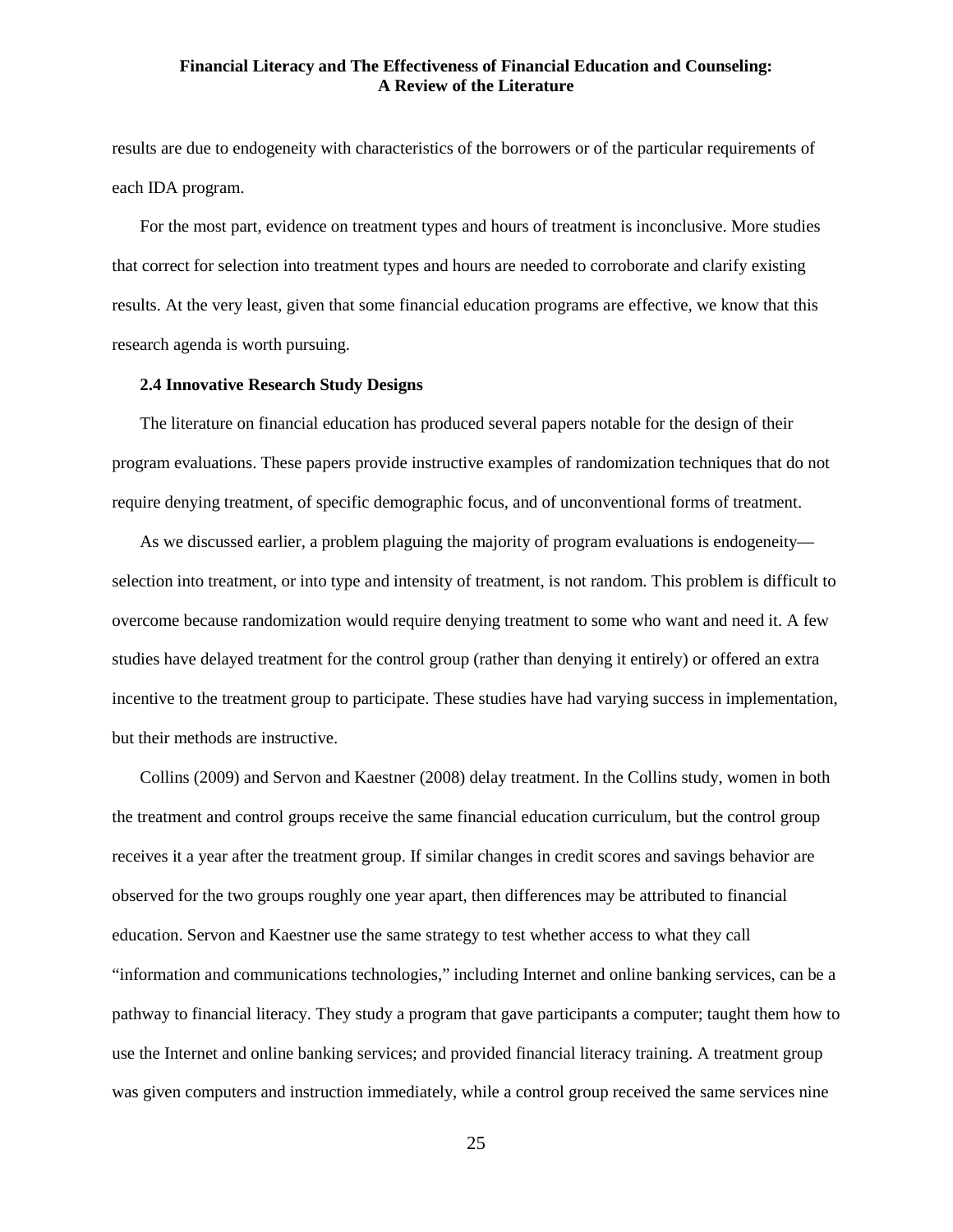results are due to endogeneity with characteristics of the borrowers or of the particular requirements of each IDA program.

For the most part, evidence on treatment types and hours of treatment is inconclusive. More studies that correct for selection into treatment types and hours are needed to corroborate and clarify existing results. At the very least, given that some financial education programs are effective, we know that this research agenda is worth pursuing.

### 2.4 Innovative Research Study Designs

The literature on financial education has produced several papers notable for the design of their program evaluations. These papers provide instructive examples of randomization techniques that do not require denying treatment, of specific demographic focus, and of unconventional forms of treatment.

As we discussed earlier, a problem plaguing the majority of program evaluations is endogeneity—selection into treatment, or into type and intensity of treatment, is not random. This problem is difficult to overcome because randomization would require denying treatment to some who want and need it. A few studies have delayed treatment for the control group (rather than denying it entirely) or offered an extra incentive to the treatment group to participate. These studies have had varying success in implementation, but their methods are instructive.

Collins (2009) and Servon and Kaestner (2008) delay treatment. In the Collins study, women in both the treatment and control groups receive the same financial education curriculum, but the control group receives it a year after the treatment group. If similar changes in credit scores and savings behavior are observed for the two groups roughly one year apart, then differences may be attributed to financial education. Servon and Kaestner use the same strategy to test whether access to what they call "information and communications technologies," including Internet and online banking services, can be a pathway to financial literacy. They study a program that gave participants a computer; taught them how to use the Internet and online banking services; and provided financial literacy training. A treatment group was given computers and instruction immediately, while a control group received the same services nine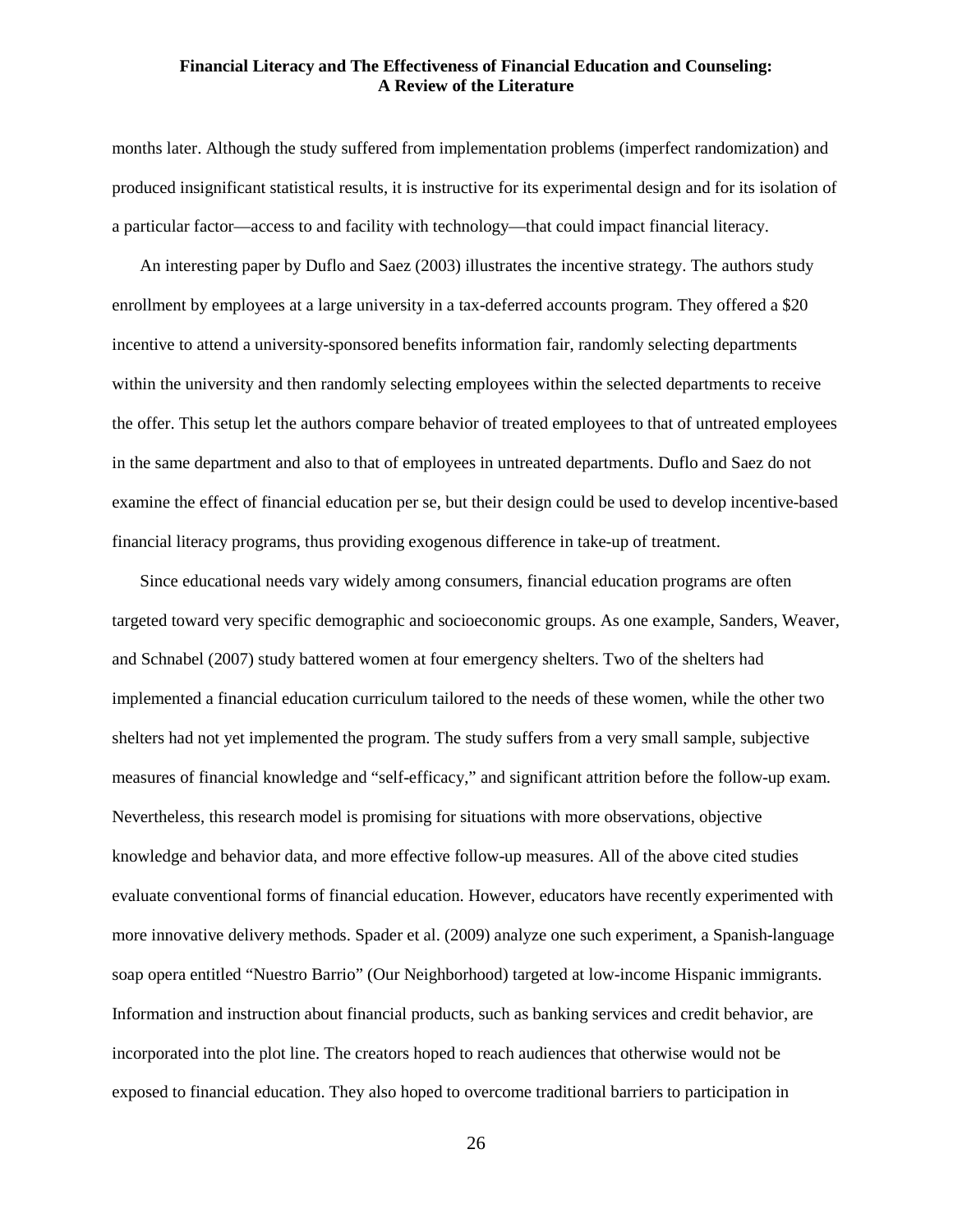months later. Although the study suffered from implementation problems (imperfect randomization) and produced insignificant statistical results, it is instructive for its experimental design and for its isolation of a particular factor—access to and facility with technology—that could impact financial literacy.

An interesting paper by Duflo and Saez (2003) illustrates the incentive strategy. The authors study enrollment by employees at a large university in a tax-deferred accounts program. They offered a $20 incentive to attend a university-sponsored benefits information fair, randomly selecting departments within the university and then randomly selecting employees within the selected departments to receive the offer. This setup let the authors compare behavior of treated employees to that of untreated employees in the same department and also to that of employees in untreated departments. Duflo and Saez do not examine the effect of financial education per se, but their design could be used to develop incentive-based financial literacy programs, thus providing exogenous difference in take-up of treatment.

Since educational needs vary widely among consumers, financial education programs are often targeted toward very specific demographic and socioeconomic groups. As one example, Sanders, Weaver, and Schnabel (2007) study battered women at four emergency shelters. Two of the shelters had implemented a financial education curriculum tailored to the needs of these women, while the other two shelters had not yet implemented the program. The study suffers from a very small sample, subjective measures of financial knowledge and "self-efficacy," and significant attrition before the follow-up exam. Nevertheless, this research model is promising for situations with more observations, objective knowledge and behavior data, and more effective follow-up measures. All of the above cited studies evaluate conventional forms of financial education. However, educators have recently experimented with more innovative delivery methods. Spader et al. (2009) analyze one such experiment, a Spanish-language soap opera entitled "Nuestro Barrio" (Our Neighborhood) targeted at low-income Hispanic immigrants. Information and instruction about financial products, such as banking services and credit behavior, are incorporated into the plot line. The creators hoped to reach audiences that otherwise would not be exposed to financial education. They also hoped to overcome traditional barriers to participation in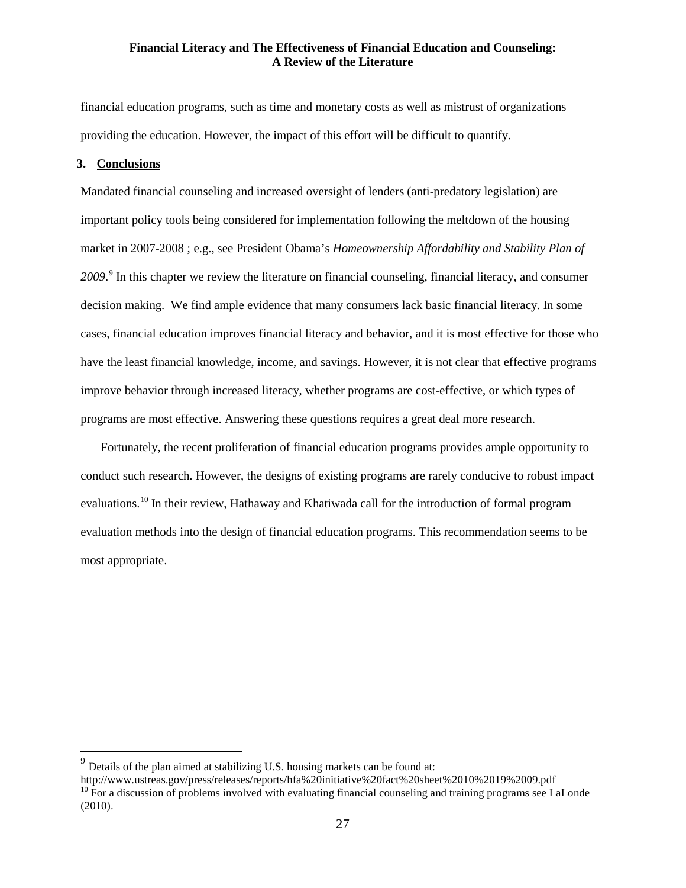financial education programs, such as time and monetary costs as well as mistrust of organizations providing the education. However, the impact of this effort will be difficult to quantify.

## 3. Conclusions

Mandated financial counseling and increased oversight of lenders (anti-predatory legislation) are important policy tools being considered for implementation following the meltdown of the housing market in 2007-2008 ; e.g., see President Obama's *Homeownership Affordability and Stability Plan of 2009*.[9] In this chapter we review the literature on financial counseling, financial literacy, and consumer decision making. We find ample evidence that many consumers lack basic financial literacy. In some cases, financial education improves financial literacy and behavior, and it is most effective for those who have the least financial knowledge, income, and savings. However, it is not clear that effective programs improve behavior through increased literacy, whether programs are cost-effective, or which types of programs are most effective. Answering these questions requires a great deal more research.

Fortunately, the recent proliferation of financial education programs provides ample opportunity to conduct such research. However, the designs of existing programs are rarely conducive to robust impact evaluations.[10] In their review, Hathaway and Khatiwada call for the introduction of formal program evaluation methods into the design of financial education programs. This recommendation seems to be most appropriate.

---

[9] Details of the plan aimed at stabilizing U.S. housing markets can be found at: http://www.ustreas.gov/press/releases/reports/hfa%20initiative%20fact%20sheet%2010%2019%2009.pdf

[10] For a discussion of problems involved with evaluating financial counseling and training programs see LaLonde (2010).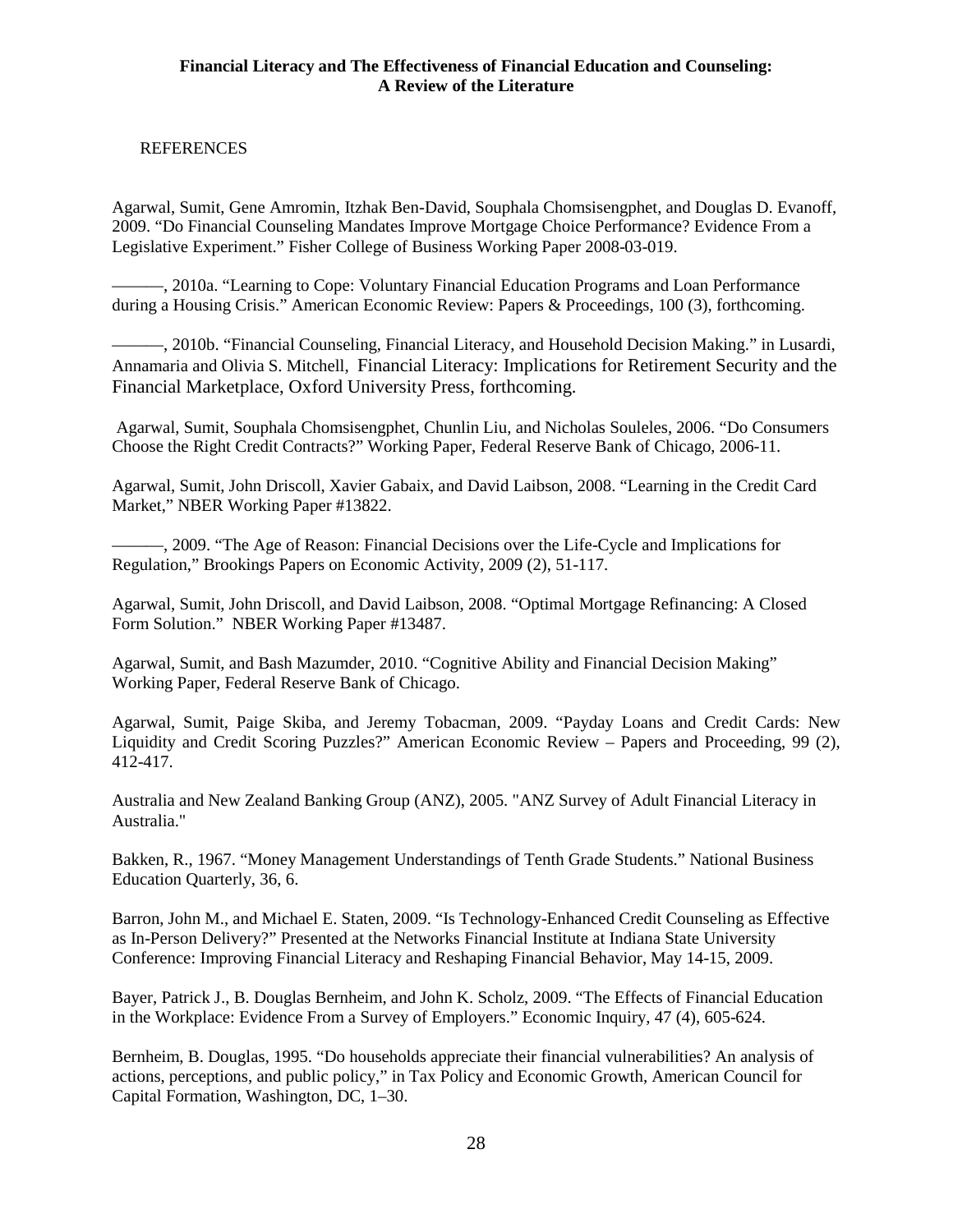REFERENCES

Agarwal, Sumit, Gene Amromin, Itzhak Ben-David, Souphala Chomsisengphet, and Douglas D. Evanoff, 2009. "Do Financial Counseling Mandates Improve Mortgage Choice Performance? Evidence From a Legislative Experiment." Fisher College of Business Working Paper 2008-03-019.

———, 2010a. "Learning to Cope: Voluntary Financial Education Programs and Loan Performance during a Housing Crisis." American Economic Review: Papers & Proceedings, 100 (3), forthcoming.

———, 2010b. "Financial Counseling, Financial Literacy, and Household Decision Making." in Lusardi, Annamaria and Olivia S. Mitchell, Financial Literacy: Implications for Retirement Security and the Financial Marketplace, Oxford University Press, forthcoming.

Agarwal, Sumit, Souphala Chomsisengphet, Chunlin Liu, and Nicholas Souleles, 2006. "Do Consumers Choose the Right Credit Contracts?" Working Paper, Federal Reserve Bank of Chicago, 2006-11.

Agarwal, Sumit, John Driscoll, Xavier Gabaix, and David Laibson, 2008. "Learning in the Credit Card Market," NBER Working Paper #13822.

———, 2009. "The Age of Reason: Financial Decisions over the Life-Cycle and Implications for Regulation," Brookings Papers on Economic Activity, 2009 (2), 51-117.

Agarwal, Sumit, John Driscoll, and David Laibson, 2008. "Optimal Mortgage Refinancing: A Closed Form Solution." NBER Working Paper #13487.

Agarwal, Sumit, and Bash Mazumder, 2010. "Cognitive Ability and Financial Decision Making" Working Paper, Federal Reserve Bank of Chicago.

Agarwal, Sumit, Paige Skiba, and Jeremy Tobacman, 2009. "Payday Loans and Credit Cards: New Liquidity and Credit Scoring Puzzles?" American Economic Review – Papers and Proceeding, 99 (2), 412-417.

Australia and New Zealand Banking Group (ANZ), 2005. "ANZ Survey of Adult Financial Literacy in Australia."

Bakken, R., 1967. "Money Management Understandings of Tenth Grade Students." National Business Education Quarterly, 36, 6.

Barron, John M., and Michael E. Staten, 2009. "Is Technology-Enhanced Credit Counseling as Effective as In-Person Delivery?" Presented at the Networks Financial Institute at Indiana State University Conference: Improving Financial Literacy and Reshaping Financial Behavior, May 14-15, 2009.

Bayer, Patrick J., B. Douglas Bernheim, and John K. Scholz, 2009. "The Effects of Financial Education in the Workplace: Evidence From a Survey of Employers." Economic Inquiry, 47 (4), 605-624.

Bernheim, B. Douglas, 1995. "Do households appreciate their financial vulnerabilities? An analysis of actions, perceptions, and public policy," in Tax Policy and Economic Growth, American Council for Capital Formation, Washington, DC, 1–30.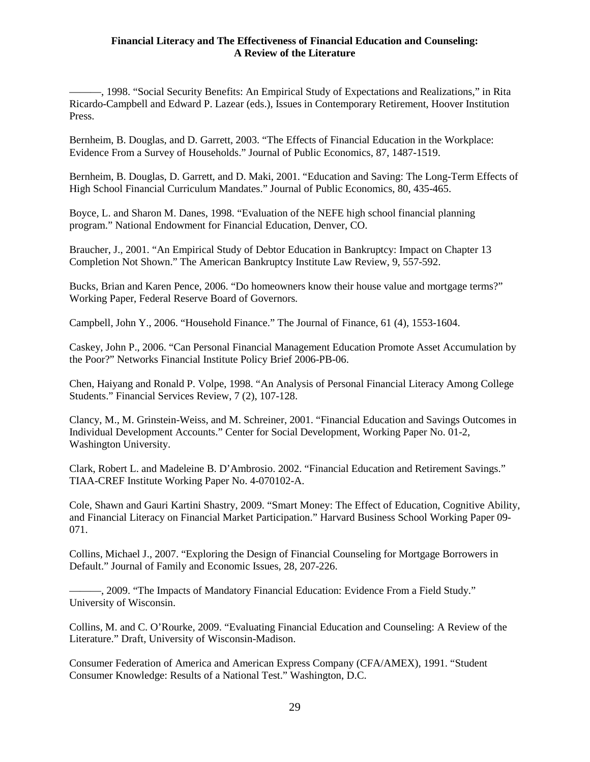———, 1998. "Social Security Benefits: An Empirical Study of Expectations and Realizations," in Rita Ricardo-Campbell and Edward P. Lazear (eds.), Issues in Contemporary Retirement, Hoover Institution Press.

Bernheim, B. Douglas, and D. Garrett, 2003. "The Effects of Financial Education in the Workplace: Evidence From a Survey of Households." Journal of Public Economics, 87, 1487-1519.

Bernheim, B. Douglas, D. Garrett, and D. Maki, 2001. "Education and Saving: The Long-Term Effects of High School Financial Curriculum Mandates." Journal of Public Economics, 80, 435-465.

Boyce, L. and Sharon M. Danes, 1998. "Evaluation of the NEFE high school financial planning program." National Endowment for Financial Education, Denver, CO.

Braucher, J., 2001. "An Empirical Study of Debtor Education in Bankruptcy: Impact on Chapter 13 Completion Not Shown." The American Bankruptcy Institute Law Review, 9, 557-592.

Bucks, Brian and Karen Pence, 2006. "Do homeowners know their house value and mortgage terms?" Working Paper, Federal Reserve Board of Governors.

Campbell, John Y., 2006. "Household Finance." The Journal of Finance, 61 (4), 1553-1604.

Caskey, John P., 2006. "Can Personal Financial Management Education Promote Asset Accumulation by the Poor?" Networks Financial Institute Policy Brief 2006-PB-06.

Chen, Haiyang and Ronald P. Volpe, 1998. "An Analysis of Personal Financial Literacy Among College Students." Financial Services Review, 7 (2), 107-128.

Clancy, M., M. Grinstein-Weiss, and M. Schreiner, 2001. "Financial Education and Savings Outcomes in Individual Development Accounts." Center for Social Development, Working Paper No. 01-2, Washington University.

Clark, Robert L. and Madeleine B. D'Ambrosio. 2002. "Financial Education and Retirement Savings." TIAA-CREF Institute Working Paper No. 4-070102-A.

Cole, Shawn and Gauri Kartini Shastry, 2009. "Smart Money: The Effect of Education, Cognitive Ability, and Financial Literacy on Financial Market Participation." Harvard Business School Working Paper 09-071.

Collins, Michael J., 2007. "Exploring the Design of Financial Counseling for Mortgage Borrowers in Default." Journal of Family and Economic Issues, 28, 207-226.

———, 2009. "The Impacts of Mandatory Financial Education: Evidence From a Field Study." University of Wisconsin.

Collins, M. and C. O'Rourke, 2009. "Evaluating Financial Education and Counseling: A Review of the Literature." Draft, University of Wisconsin-Madison.

Consumer Federation of America and American Express Company (CFA/AMEX), 1991. "Student Consumer Knowledge: Results of a National Test." Washington, D.C.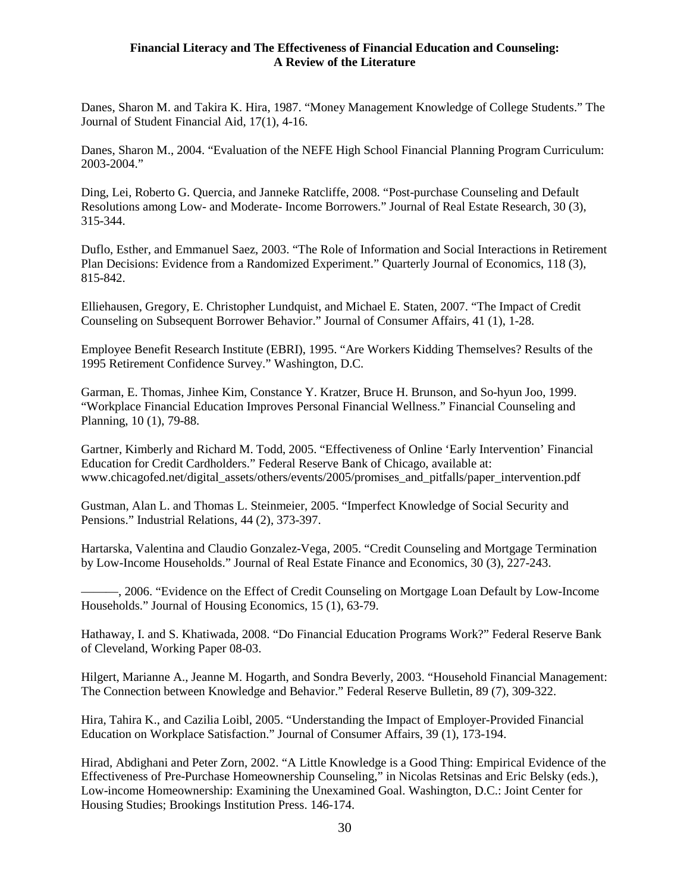Danes, Sharon M. and Takira K. Hira, 1987. "Money Management Knowledge of College Students." The Journal of Student Financial Aid, 17(1), 4-16.

Danes, Sharon M., 2004. "Evaluation of the NEFE High School Financial Planning Program Curriculum: 2003-2004."

Ding, Lei, Roberto G. Quercia, and Janneke Ratcliffe, 2008. "Post-purchase Counseling and Default Resolutions among Low- and Moderate- Income Borrowers." Journal of Real Estate Research, 30 (3), 315-344.

Duflo, Esther, and Emmanuel Saez, 2003. "The Role of Information and Social Interactions in Retirement Plan Decisions: Evidence from a Randomized Experiment." Quarterly Journal of Economics, 118 (3), 815-842.

Elliehausen, Gregory, E. Christopher Lundquist, and Michael E. Staten, 2007. "The Impact of Credit Counseling on Subsequent Borrower Behavior." Journal of Consumer Affairs, 41 (1), 1-28.

Employee Benefit Research Institute (EBRI), 1995. "Are Workers Kidding Themselves? Results of the 1995 Retirement Confidence Survey." Washington, D.C.

Garman, E. Thomas, Jinhee Kim, Constance Y. Kratzer, Bruce H. Brunson, and So-hyun Joo, 1999. "Workplace Financial Education Improves Personal Financial Wellness." Financial Counseling and Planning, 10 (1), 79-88.

Gartner, Kimberly and Richard M. Todd, 2005. "Effectiveness of Online 'Early Intervention' Financial Education for Credit Cardholders." Federal Reserve Bank of Chicago, available at: www.chicagofed.net/digital_assets/others/events/2005/promises_and_pitfalls/paper_intervention.pdf

Gustman, Alan L. and Thomas L. Steinmeier, 2005. "Imperfect Knowledge of Social Security and Pensions." Industrial Relations, 44 (2), 373-397.

Hartarska, Valentina and Claudio Gonzalez-Vega, 2005. "Credit Counseling and Mortgage Termination by Low-Income Households." Journal of Real Estate Finance and Economics, 30 (3), 227-243.

———, 2006. "Evidence on the Effect of Credit Counseling on Mortgage Loan Default by Low-Income Households." Journal of Housing Economics, 15 (1), 63-79.

Hathaway, I. and S. Khatiwada, 2008. "Do Financial Education Programs Work?" Federal Reserve Bank of Cleveland, Working Paper 08-03.

Hilgert, Marianne A., Jeanne M. Hogarth, and Sondra Beverly, 2003. "Household Financial Management: The Connection between Knowledge and Behavior." Federal Reserve Bulletin, 89 (7), 309-322.

Hira, Tahira K., and Cazilia Loibl, 2005. "Understanding the Impact of Employer-Provided Financial Education on Workplace Satisfaction." Journal of Consumer Affairs, 39 (1), 173-194.

Hirad, Abdighani and Peter Zorn, 2002. "A Little Knowledge is a Good Thing: Empirical Evidence of the Effectiveness of Pre-Purchase Homeownership Counseling," in Nicolas Retsinas and Eric Belsky (eds.), Low-income Homeownership: Examining the Unexamined Goal. Washington, D.C.: Joint Center for Housing Studies; Brookings Institution Press. 146-174.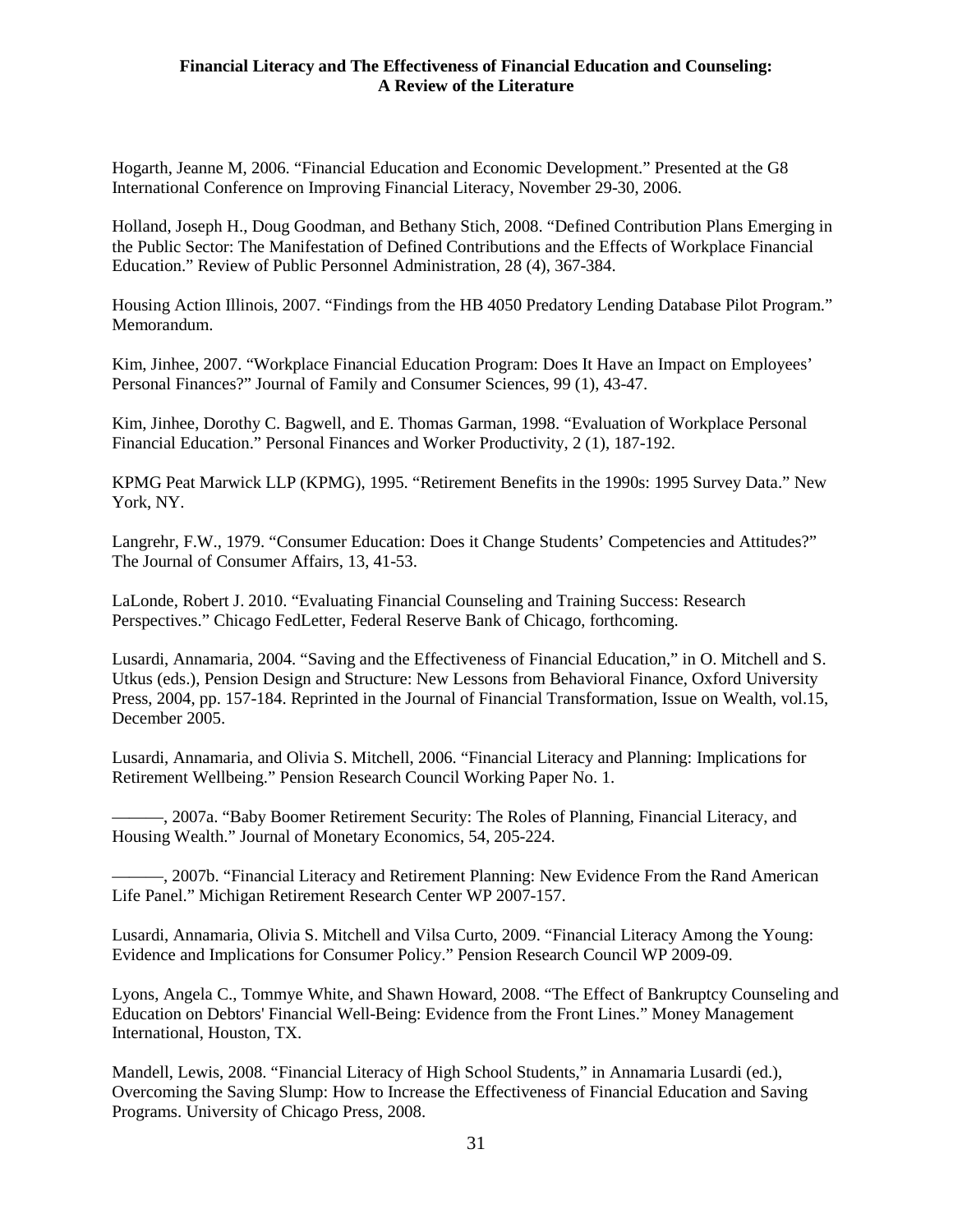Hogarth, Jeanne M, 2006. "Financial Education and Economic Development." Presented at the G8 International Conference on Improving Financial Literacy, November 29-30, 2006.

Holland, Joseph H., Doug Goodman, and Bethany Stich, 2008. "Defined Contribution Plans Emerging in the Public Sector: The Manifestation of Defined Contributions and the Effects of Workplace Financial Education." Review of Public Personnel Administration, 28 (4), 367-384.

Housing Action Illinois, 2007. "Findings from the HB 4050 Predatory Lending Database Pilot Program." Memorandum.

Kim, Jinhee, 2007. "Workplace Financial Education Program: Does It Have an Impact on Employees' Personal Finances?" Journal of Family and Consumer Sciences, 99 (1), 43-47.

Kim, Jinhee, Dorothy C. Bagwell, and E. Thomas Garman, 1998. "Evaluation of Workplace Personal Financial Education." Personal Finances and Worker Productivity, 2 (1), 187-192.

KPMG Peat Marwick LLP (KPMG), 1995. "Retirement Benefits in the 1990s: 1995 Survey Data." New York, NY.

Langrehr, F.W., 1979. "Consumer Education: Does it Change Students' Competencies and Attitudes?" The Journal of Consumer Affairs, 13, 41-53.

LaLonde, Robert J. 2010. "Evaluating Financial Counseling and Training Success: Research Perspectives." Chicago FedLetter, Federal Reserve Bank of Chicago, forthcoming.

Lusardi, Annamaria, 2004. "Saving and the Effectiveness of Financial Education," in O. Mitchell and S. Utkus (eds.), Pension Design and Structure: New Lessons from Behavioral Finance, Oxford University Press, 2004, pp. 157-184. Reprinted in the Journal of Financial Transformation, Issue on Wealth, vol.15, December 2005.

Lusardi, Annamaria, and Olivia S. Mitchell, 2006. "Financial Literacy and Planning: Implications for Retirement Wellbeing." Pension Research Council Working Paper No. 1.

———, 2007a. "Baby Boomer Retirement Security: The Roles of Planning, Financial Literacy, and Housing Wealth." Journal of Monetary Economics, 54, 205-224.

———, 2007b. "Financial Literacy and Retirement Planning: New Evidence From the Rand American Life Panel." Michigan Retirement Research Center WP 2007-157.

Lusardi, Annamaria, Olivia S. Mitchell and Vilsa Curto, 2009. "Financial Literacy Among the Young: Evidence and Implications for Consumer Policy." Pension Research Council WP 2009-09.

Lyons, Angela C., Tommye White, and Shawn Howard, 2008. "The Effect of Bankruptcy Counseling and Education on Debtors' Financial Well-Being: Evidence from the Front Lines." Money Management International, Houston, TX.

Mandell, Lewis, 2008. "Financial Literacy of High School Students," in Annamaria Lusardi (ed.), Overcoming the Saving Slump: How to Increase the Effectiveness of Financial Education and Saving Programs. University of Chicago Press, 2008.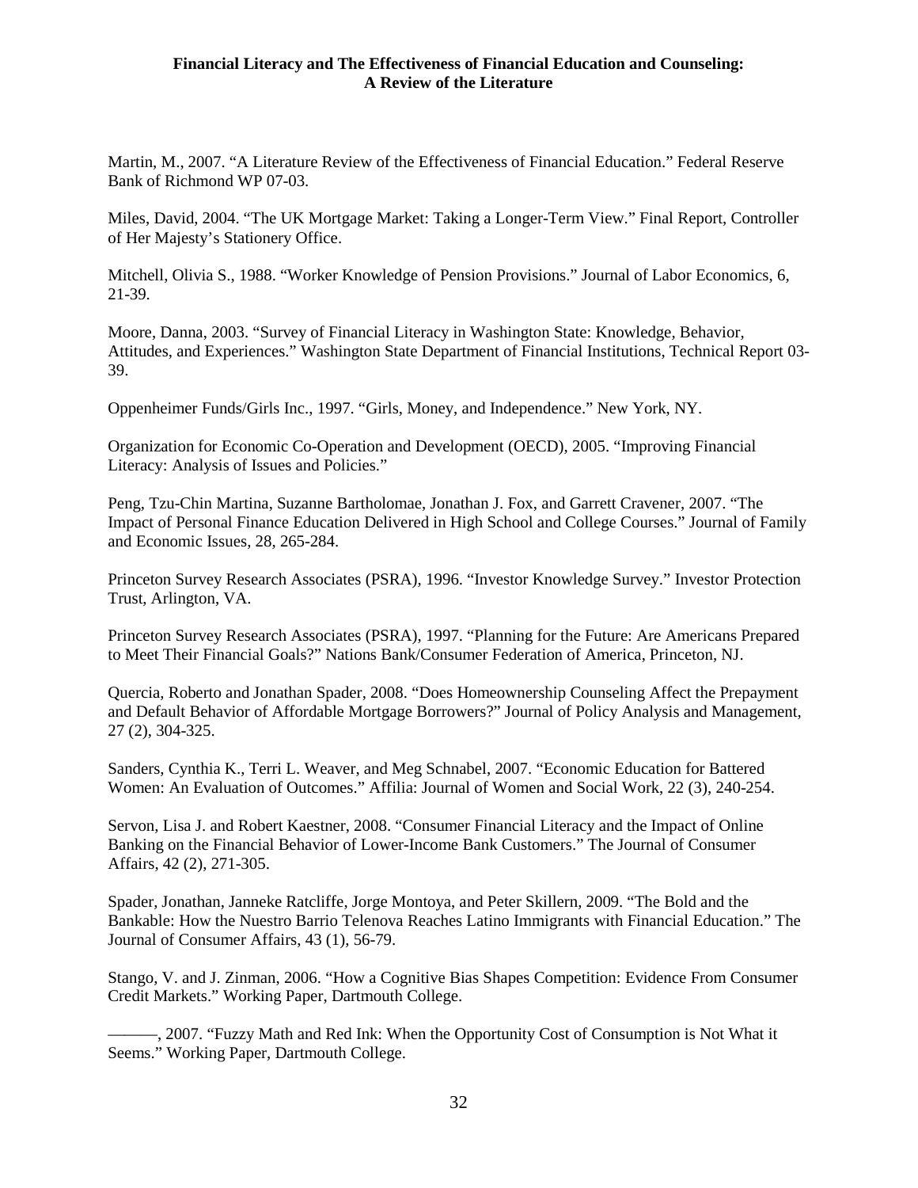Martin, M., 2007. “A Literature Review of the Effectiveness of Financial Education.” Federal Reserve Bank of Richmond WP 07-03.

Miles, David, 2004. “The UK Mortgage Market: Taking a Longer-Term View.” Final Report, Controller of Her Majesty’s Stationery Office.

Mitchell, Olivia S., 1988. “Worker Knowledge of Pension Provisions.” Journal of Labor Economics, 6, 21-39.

Moore, Danna, 2003. “Survey of Financial Literacy in Washington State: Knowledge, Behavior, Attitudes, and Experiences.” Washington State Department of Financial Institutions, Technical Report 03-39.

Oppenheimer Funds/Girls Inc., 1997. “Girls, Money, and Independence.” New York, NY.

Organization for Economic Co-Operation and Development (OECD), 2005. “Improving Financial Literacy: Analysis of Issues and Policies.”

Peng, Tzu-Chin Martina, Suzanne Bartholomae, Jonathan J. Fox, and Garrett Cravener, 2007. “The Impact of Personal Finance Education Delivered in High School and College Courses.” Journal of Family and Economic Issues, 28, 265-284.

Princeton Survey Research Associates (PSRA), 1996. “Investor Knowledge Survey.” Investor Protection Trust, Arlington, VA.

Princeton Survey Research Associates (PSRA), 1997. “Planning for the Future: Are Americans Prepared to Meet Their Financial Goals?” Nations Bank/Consumer Federation of America, Princeton, NJ.

Quercia, Roberto and Jonathan Spader, 2008. “Does Homeownership Counseling Affect the Prepayment and Default Behavior of Affordable Mortgage Borrowers?” Journal of Policy Analysis and Management, 27 (2), 304-325.

Sanders, Cynthia K., Terri L. Weaver, and Meg Schnabel, 2007. “Economic Education for Battered Women: An Evaluation of Outcomes.” Affilia: Journal of Women and Social Work, 22 (3), 240-254.

Servon, Lisa J. and Robert Kaestner, 2008. “Consumer Financial Literacy and the Impact of Online Banking on the Financial Behavior of Lower-Income Bank Customers.” The Journal of Consumer Affairs, 42 (2), 271-305.

Spader, Jonathan, Janneke Ratcliffe, Jorge Montoya, and Peter Skillern, 2009. “The Bold and the Bankable: How the Nuestro Barrio Telenova Reaches Latino Immigrants with Financial Education.” The Journal of Consumer Affairs, 43 (1), 56-79.

Stango, V. and J. Zinman, 2006. “How a Cognitive Bias Shapes Competition: Evidence From Consumer Credit Markets.” Working Paper, Dartmouth College.

———, 2007. “Fuzzy Math and Red Ink: When the Opportunity Cost of Consumption is Not What it Seems.” Working Paper, Dartmouth College.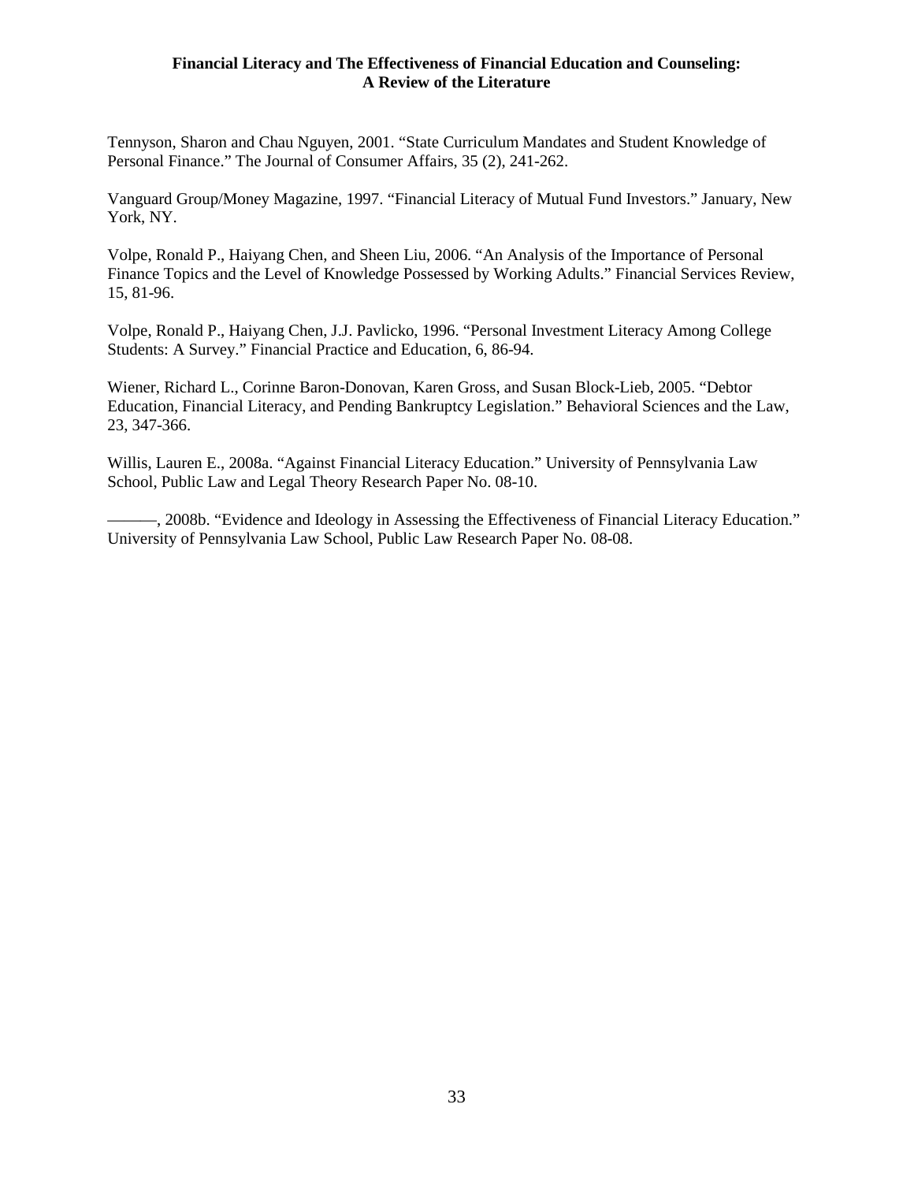Tennyson, Sharon and Chau Nguyen, 2001. "State Curriculum Mandates and Student Knowledge of Personal Finance." The Journal of Consumer Affairs, 35 (2), 241-262.

Vanguard Group/Money Magazine, 1997. "Financial Literacy of Mutual Fund Investors." January, New York, NY.

Volpe, Ronald P., Haiyang Chen, and Sheen Liu, 2006. "An Analysis of the Importance of Personal Finance Topics and the Level of Knowledge Possessed by Working Adults." Financial Services Review, 15, 81-96.

Volpe, Ronald P., Haiyang Chen, J.J. Pavlicko, 1996. "Personal Investment Literacy Among College Students: A Survey." Financial Practice and Education, 6, 86-94.

Wiener, Richard L., Corinne Baron-Donovan, Karen Gross, and Susan Block-Lieb, 2005. "Debtor Education, Financial Literacy, and Pending Bankruptcy Legislation." Behavioral Sciences and the Law, 23, 347-366.

Willis, Lauren E., 2008a. "Against Financial Literacy Education." University of Pennsylvania Law School, Public Law and Legal Theory Research Paper No. 08-10.

———, 2008b. "Evidence and Ideology in Assessing the Effectiveness of Financial Literacy Education." University of Pennsylvania Law School, Public Law Research Paper No. 08-08.